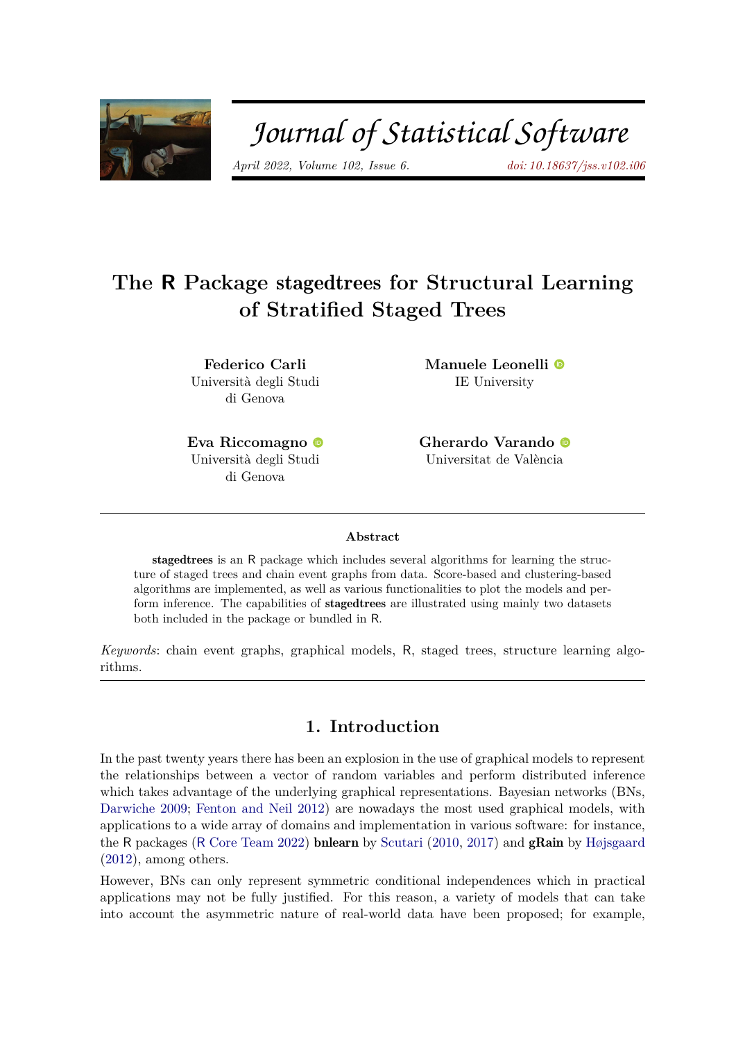Journal of Statistical Software

*April 2022, Volume 102, Issue 6.* doi: 10.18637/jss.v102.i06

# The R Package stagedtrees for Structural Learning of Stratified Staged Trees

**Federico Carli**
Università degli Studi di Genova

**Manuele Leonelli**
IE University

**Eva Riccomagno**
Università degli Studi di Genova

**Gherardo Varando**
Universitat de València

### Abstract

**stagedtrees** is an R package which includes several algorithms for learning the structure of staged trees and chain event graphs from data. Score-based and clustering-based algorithms are implemented, as well as various functionalities to plot the models and perform inference. The capabilities of **stagedtrees** are illustrated using mainly two datasets both included in the package or bundled in R.

*Keywords*: chain event graphs, graphical models, R, staged trees, structure learning algorithms.

## 1. Introduction

In the past twenty years there has been an explosion in the use of graphical models to represent the relationships between a vector of random variables and perform distributed inference which takes advantage of the underlying graphical representations. Bayesian networks (BNs, Darwiche 2009; Fenton and Neil 2012) are nowadays the most used graphical models, with applications to a wide array of domains and implementation in various software: for instance, the R packages (R Core Team 2022) **bnlearn** by Scutari (2010, 2017) and **gRain** by Højsgaard (2012), among others.

However, BNs can only represent symmetric conditional independences which in practical applications may not be fully justified. For this reason, a variety of models that can take into account the asymmetric nature of real-world data have been proposed; for example,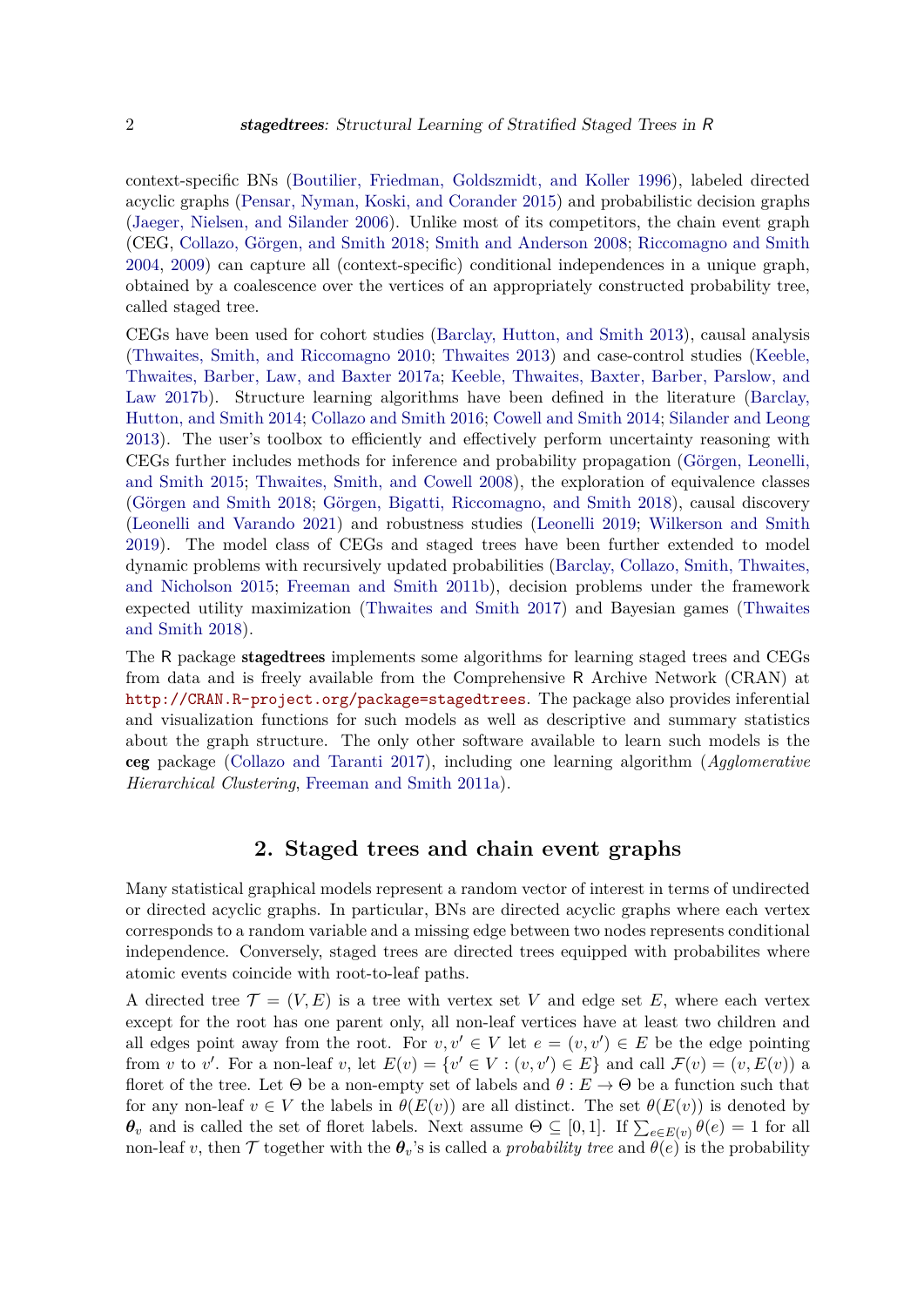context-specific BNs (Boutilier, Friedman, Goldszmidt, and Koller 1996), labeled directed acyclic graphs (Pensar, Nyman, Koski, and Corander 2015) and probabilistic decision graphs (Jaeger, Nielsen, and Silander 2006). Unlike most of its competitors, the chain event graph (CEG, Collazo, Görgen, and Smith 2018; Smith and Anderson 2008; Riccomagno and Smith 2004, 2009) can capture all (context-specific) conditional independences in a unique graph, obtained by a coalescence over the vertices of an appropriately constructed probability tree, called staged tree.

CEGs have been used for cohort studies (Barclay, Hutton, and Smith 2013), causal analysis (Thwaites, Smith, and Riccomagno 2010; Thwaites 2013) and case-control studies (Keeble, Thwaites, Barber, Law, and Baxter 2017a; Keeble, Thwaites, Baxter, Barber, Parslow, and Law 2017b). Structure learning algorithms have been defined in the literature (Barclay, Hutton, and Smith 2014; Collazo and Smith 2016; Cowell and Smith 2014; Silander and Leong 2013). The user's toolbox to efficiently and effectively perform uncertainty reasoning with CEGs further includes methods for inference and probability propagation (Görgen, Leonelli, and Smith 2015; Thwaites, Smith, and Cowell 2008), the exploration of equivalence classes (Görgen and Smith 2018; Görgen, Bigatti, Riccomagno, and Smith 2018), causal discovery (Leonelli and Varando 2021) and robustness studies (Leonelli 2019; Wilkerson and Smith 2019). The model class of CEGs and staged trees have been further extended to model dynamic problems with recursively updated probabilities (Barclay, Collazo, Smith, Thwaites, and Nicholson 2015; Freeman and Smith 2011b), decision problems under the framework expected utility maximization (Thwaites and Smith 2017) and Bayesian games (Thwaites and Smith 2018).

The R package **stagedtrees** implements some algorithms for learning staged trees and CEGs from data and is freely available from the Comprehensive R Archive Network (CRAN) at http://CRAN.R-project.org/package=stagedtrees. The package also provides inferential and visualization functions for such models as well as descriptive and summary statistics about the graph structure. The only other software available to learn such models is the **ceg** package (Collazo and Taranti 2017), including one learning algorithm (*Agglomerative Hierarchical Clustering*, Freeman and Smith 2011a).

## 2. Staged trees and chain event graphs

Many statistical graphical models represent a random vector of interest in terms of undirected or directed acyclic graphs. In particular, BNs are directed acyclic graphs where each vertex corresponds to a random variable and a missing edge between two nodes represents conditional independence. Conversely, staged trees are directed trees equipped with probabilites where atomic events coincide with root-to-leaf paths.

A directed tree $\mathcal{T} = (V, E)$ is a tree with vertex set $V$ and edge set $E$, where each vertex except for the root has one parent only, all non-leaf vertices have at least two children and all edges point away from the root. For $v, v' \in V$ let $e = (v, v') \in E$ be the edge pointing from $v$ to $v'$. For a non-leaf $v$, let $E(v) = \{v' \in V : (v, v') \in E\}$ and call $\mathcal{F}(v) = (v, E(v))$ a floret of the tree. Let $\Theta$ be a non-empty set of labels and $\theta : E \to \Theta$ be a function such that for any non-leaf $v \in V$ the labels in $\theta(E(v))$ are all distinct. The set $\theta(E(v))$ is denoted by $\boldsymbol{\theta}_v$ and is called the set of floret labels. Next assume $\Theta \subseteq [0, 1]$. If $\sum_{e \in E(v)} \theta(e) = 1$ for all non-leaf $v$, then $\mathcal{T}$ together with the $\boldsymbol{\theta}_v$'s is called a *probability tree* and $\theta(e)$ is the probability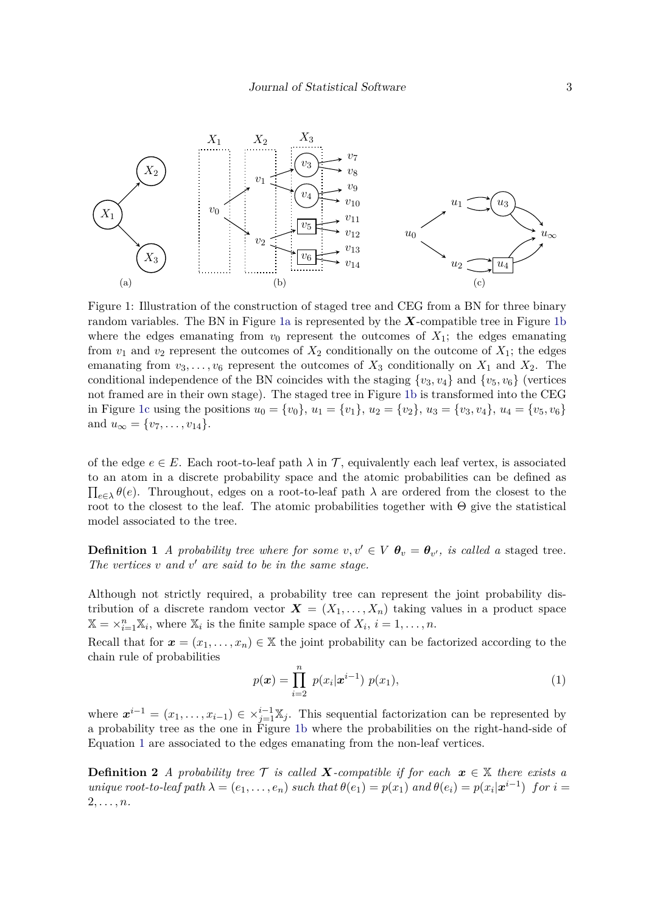Figure 1: Illustration of the construction of staged tree and CEG from a BN for three binary random variables. The BN in Figure 1a is represented by the $\boldsymbol{X}$-compatible tree in Figure 1b where the edges emanating from $v_0$ represent the outcomes of $X_1$; the edges emanating from $v_1$ and $v_2$ represent the outcomes of $X_2$ conditionally on the outcome of $X_1$; the edges emanating from $v_3, \ldots, v_6$ represent the outcomes of $X_3$ conditionally on $X_1$ and $X_2$. The conditional independence of the BN coincides with the staging $\{v_3, v_4\}$ and $\{v_5, v_6\}$ (vertices not framed are in their own stage). The staged tree in Figure 1b is transformed into the CEG in Figure 1c using the positions $u_0 = \{v_0\}$, $u_1 = \{v_1\}$, $u_2 = \{v_2\}$, $u_3 = \{v_3, v_4\}$, $u_4 = \{v_5, v_6\}$ and $u_\infty = \{v_7, \ldots, v_{14}\}$.

of the edge $e \in E$. Each root-to-leaf path $\lambda$ in $\mathcal{T}$, equivalently each leaf vertex, is associated to an atom in a discrete probability space and the atomic probabilities can be defined as $\prod_{e \in \lambda} \theta(e)$. Throughout, edges on a root-to-leaf path $\lambda$ are ordered from the closest to the root to the closest to the leaf. The atomic probabilities together with $\Theta$ give the statistical model associated to the tree.

**Definition 1** *A probability tree where for some $v, v' \in V$ $\boldsymbol{\theta}_v = \boldsymbol{\theta}_{v'}$, is called a* staged tree. *The vertices $v$ and $v'$ are said to be in the same stage.*

Although not strictly required, a probability tree can represent the joint probability distribution of a discrete random vector $\boldsymbol{X} = (X_1, \ldots, X_n)$ taking values in a product space $\mathbb{X} = \times_{i=1}^{n} \mathbb{X}_i$, where $\mathbb{X}_i$ is the finite sample space of $X_i$, $i = 1, \ldots, n$.

Recall that for $\boldsymbol{x} = (x_1, \ldots, x_n) \in \mathbb{X}$ the joint probability can be factorized according to the chain rule of probabilities

$$p(\boldsymbol{x}) = \prod_{i=2}^{n} p(x_i | \boldsymbol{x}^{i-1}) \; p(x_1), \tag{1}$$

where $\boldsymbol{x}^{i-1} = (x_1, \ldots, x_{i-1}) \in \times_{j=1}^{i-1} \mathbb{X}_j$. This sequential factorization can be represented by a probability tree as the one in Figure 1b where the probabilities on the right-hand-side of Equation 1 are associated to the edges emanating from the non-leaf vertices.

**Definition 2** *A probability tree $\mathcal{T}$ is called $\boldsymbol{X}$-compatible if for each $\boldsymbol{x} \in \mathbb{X}$ there exists a unique root-to-leaf path $\lambda = (e_1, \ldots, e_n)$ such that $\theta(e_1) = p(x_1)$ and $\theta(e_i) = p(x_i | \boldsymbol{x}^{i-1})$ for $i = 2, \ldots, n$.*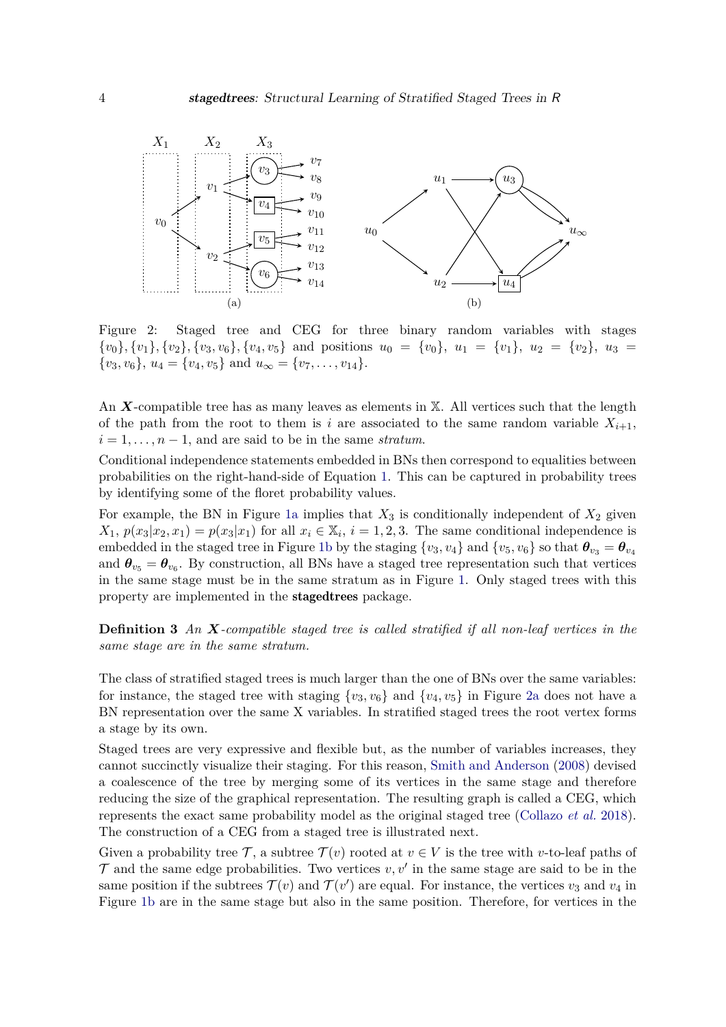Figure 2: Staged tree and CEG for three binary random variables with stages $\{v_0\}, \{v_1\}, \{v_2\}, \{v_3, v_6\}, \{v_4, v_5\}$ and positions $u_0 = \{v_0\}$, $u_1 = \{v_1\}$, $u_2 = \{v_2\}$, $u_3 = \{v_3, v_6\}$, $u_4 = \{v_4, v_5\}$ and $u_\infty = \{v_7, \ldots, v_{14}\}$.

An $\boldsymbol{X}$-compatible tree has as many leaves as elements in $\mathbb{X}$. All vertices such that the length of the path from the root to them is $i$ are associated to the same random variable $X_{i+1}$, $i = 1, \ldots, n-1$, and are said to be in the same *stratum*.

Conditional independence statements embedded in BNs then correspond to equalities between probabilities on the right-hand-side of Equation 1. This can be captured in probability trees by identifying some of the floret probability values.

For example, the BN in Figure 1a implies that $X_3$ is conditionally independent of $X_2$ given $X_1$, $p(x_3|x_2, x_1) = p(x_3|x_1)$ for all $x_i \in \mathbb{X}_i$, $i = 1, 2, 3$. The same conditional independence is embedded in the staged tree in Figure 1b by the staging $\{v_3, v_4\}$ and $\{v_5, v_6\}$ so that $\boldsymbol{\theta}_{v_3} = \boldsymbol{\theta}_{v_4}$ and $\boldsymbol{\theta}_{v_5} = \boldsymbol{\theta}_{v_6}$. By construction, all BNs have a staged tree representation such that vertices in the same stage must be in the same stratum as in Figure 1. Only staged trees with this property are implemented in the **stagedtrees** package.

**Definition 3** *An $\boldsymbol{X}$-compatible staged tree is called stratified if all non-leaf vertices in the same stage are in the same stratum.*

The class of stratified staged trees is much larger than the one of BNs over the same variables: for instance, the staged tree with staging $\{v_3, v_6\}$ and $\{v_4, v_5\}$ in Figure 2a does not have a BN representation over the same X variables. In stratified staged trees the root vertex forms a stage by its own.

Staged trees are very expressive and flexible but, as the number of variables increases, they cannot succinctly visualize their staging. For this reason, Smith and Anderson (2008) devised a coalescence of the tree by merging some of its vertices in the same stage and therefore reducing the size of the graphical representation. The resulting graph is called a CEG, which represents the exact same probability model as the original staged tree (Collazo *et al.* 2018). The construction of a CEG from a staged tree is illustrated next.

Given a probability tree $\mathcal{T}$, a subtree $\mathcal{T}(v)$ rooted at $v \in V$ is the tree with $v$-to-leaf paths of $\mathcal{T}$ and the same edge probabilities. Two vertices $v, v'$ in the same stage are said to be in the same position if the subtrees $\mathcal{T}(v)$ and $\mathcal{T}(v')$ are equal. For instance, the vertices $v_3$ and $v_4$ in Figure 1b are in the same stage but also in the same position. Therefore, for vertices in the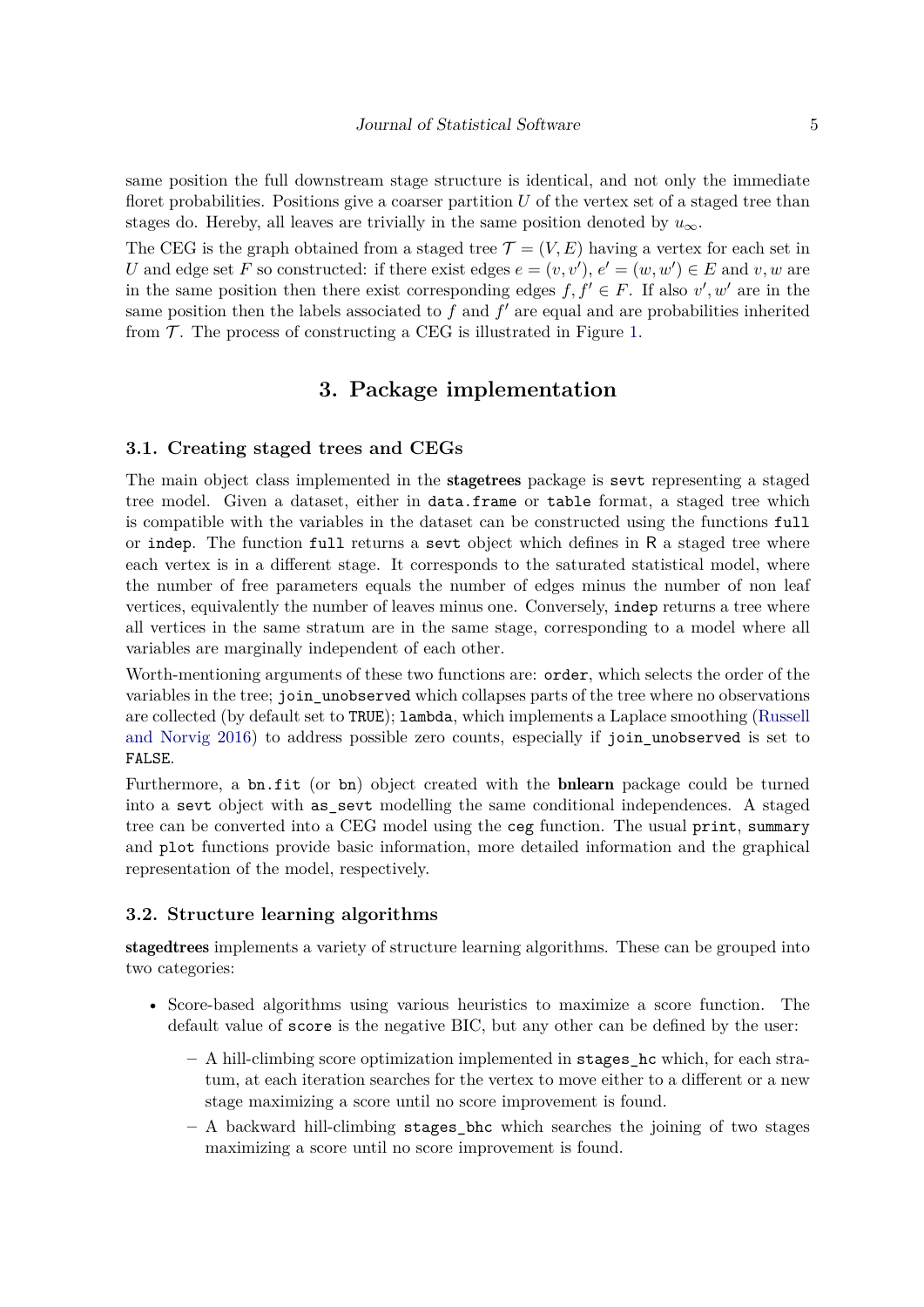same position the full downstream stage structure is identical, and not only the immediate floret probabilities. Positions give a coarser partition $U$ of the vertex set of a staged tree than stages do. Hereby, all leaves are trivially in the same position denoted by $u_\infty$.

The CEG is the graph obtained from a staged tree $\mathcal{T} = (V, E)$ having a vertex for each set in $U$ and edge set $F$ so constructed: if there exist edges $e = (v, v')$, $e' = (w, w') \in E$ and $v, w$ are in the same position then there exist corresponding edges $f, f' \in F$. If also $v', w'$ are in the same position then the labels associated to $f$ and $f'$ are equal and are probabilities inherited from $\mathcal{T}$. The process of constructing a CEG is illustrated in Figure 1.

# 3. Package implementation

## 3.1. Creating staged trees and CEGs

The main object class implemented in the **stagetrees** package is `sevt` representing a staged tree model. Given a dataset, either in `data.frame` or `table` format, a staged tree which is compatible with the variables in the dataset can be constructed using the functions `full` or `indep`. The function `full` returns a `sevt` object which defines in R a staged tree where each vertex is in a different stage. It corresponds to the saturated statistical model, where the number of free parameters equals the number of edges minus the number of non leaf vertices, equivalently the number of leaves minus one. Conversely, `indep` returns a tree where all vertices in the same stratum are in the same stage, corresponding to a model where all variables are marginally independent of each other.

Worth-mentioning arguments of these two functions are: `order`, which selects the order of the variables in the tree; `join_unobserved` which collapses parts of the tree where no observations are collected (by default set to `TRUE`); `lambda`, which implements a Laplace smoothing (Russell and Norvig 2016) to address possible zero counts, especially if `join_unobserved` is set to `FALSE`.

Furthermore, a `bn.fit` (or `bn`) object created with the **bnlearn** package could be turned into a `sevt` object with `as_sevt` modelling the same conditional independences. A staged tree can be converted into a CEG model using the `ceg` function. The usual `print`, `summary` and `plot` functions provide basic information, more detailed information and the graphical representation of the model, respectively.

## 3.2. Structure learning algorithms

**stagedtrees** implements a variety of structure learning algorithms. These can be grouped into two categories:

- Score-based algorithms using various heuristics to maximize a score function. The default value of `score` is the negative BIC, but any other can be defined by the user:
  - A hill-climbing score optimization implemented in `stages_hc` which, for each stratum, at each iteration searches for the vertex to move either to a different or a new stage maximizing a score until no score improvement is found.
  - A backward hill-climbing `stages_bhc` which searches the joining of two stages maximizing a score until no score improvement is found.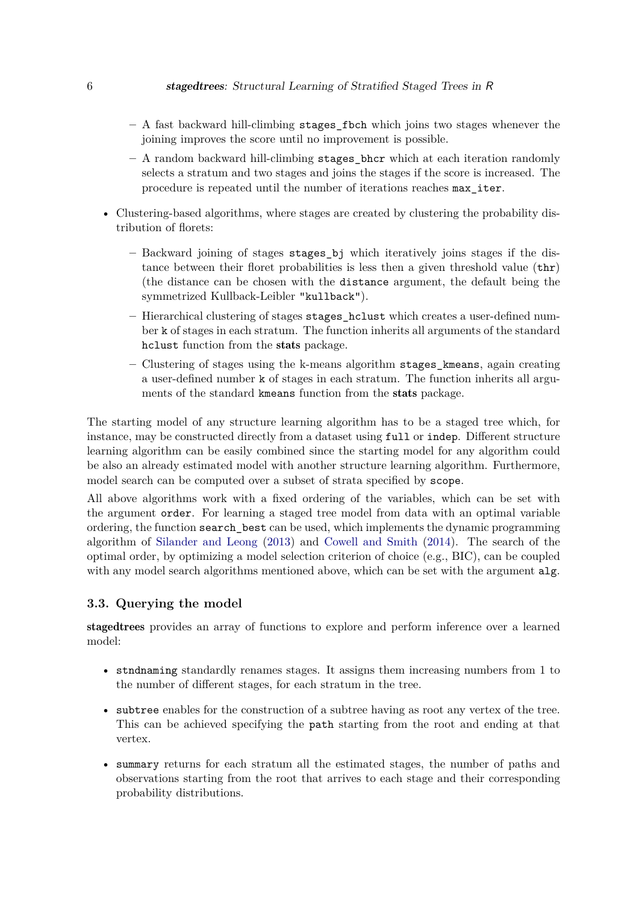- A fast backward hill-climbing `stages_fbch` which joins two stages whenever the joining improves the score until no improvement is possible.
  - A random backward hill-climbing `stages_bhcr` which at each iteration randomly selects a stratum and two stages and joins the stages if the score is increased. The procedure is repeated until the number of iterations reaches `max_iter`.

- Clustering-based algorithms, where stages are created by clustering the probability distribution of florets:
  - Backward joining of stages `stages_bj` which iteratively joins stages if the distance between their floret probabilities is less then a given threshold value (`thr`) (the distance can be chosen with the `distance` argument, the default being the symmetrized Kullback-Leibler `"kullback"`).
  - Hierarchical clustering of stages `stages_hclust` which creates a user-defined number `k` of stages in each stratum. The function inherits all arguments of the standard `hclust` function from the **stats** package.
  - Clustering of stages using the k-means algorithm `stages_kmeans`, again creating a user-defined number `k` of stages in each stratum. The function inherits all arguments of the standard `kmeans` function from the **stats** package.

The starting model of any structure learning algorithm has to be a staged tree which, for instance, may be constructed directly from a dataset using `full` or `indep`. Different structure learning algorithm can be easily combined since the starting model for any algorithm could be also an already estimated model with another structure learning algorithm. Furthermore, model search can be computed over a subset of strata specified by `scope`.

All above algorithms work with a fixed ordering of the variables, which can be set with the argument `order`. For learning a staged tree model from data with an optimal variable ordering, the function `search_best` can be used, which implements the dynamic programming algorithm of Silander and Leong (2013) and Cowell and Smith (2014). The search of the optimal order, by optimizing a model selection criterion of choice (e.g., BIC), can be coupled with any model search algorithms mentioned above, which can be set with the argument `alg`.

### 3.3. Querying the model

**stagedtrees** provides an array of functions to explore and perform inference over a learned model:

- `stndnaming` standardly renames stages. It assigns them increasing numbers from 1 to the number of different stages, for each stratum in the tree.
- `subtree` enables for the construction of a subtree having as root any vertex of the tree. This can be achieved specifying the `path` starting from the root and ending at that vertex.
- `summary` returns for each stratum all the estimated stages, the number of paths and observations starting from the root that arrives to each stage and their corresponding probability distributions.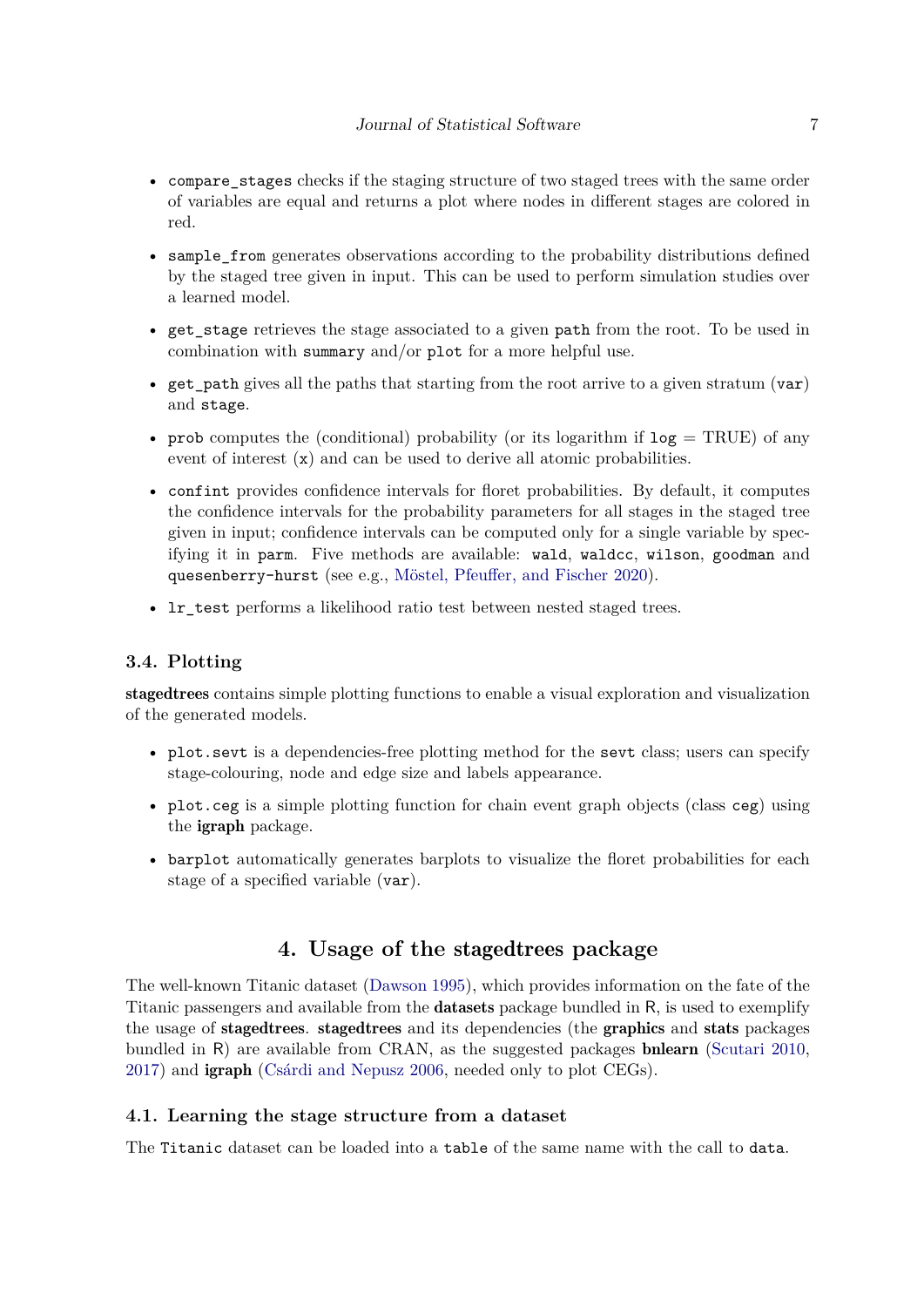- `compare_stages` checks if the staging structure of two staged trees with the same order of variables are equal and returns a plot where nodes in different stages are colored in red.
- `sample_from` generates observations according to the probability distributions defined by the staged tree given in input. This can be used to perform simulation studies over a learned model.
- `get_stage` retrieves the stage associated to a given `path` from the root. To be used in combination with `summary` and/or `plot` for a more helpful use.
- `get_path` gives all the paths that starting from the root arrive to a given stratum (`var`) and `stage`.
- `prob` computes the (conditional) probability (or its logarithm if `log` = TRUE) of any event of interest (`x`) and can be used to derive all atomic probabilities.
- `confint` provides confidence intervals for floret probabilities. By default, it computes the confidence intervals for the probability parameters for all stages in the staged tree given in input; confidence intervals can be computed only for a single variable by specifying it in `parm`. Five methods are available: `wald`, `waldcc`, `wilson`, `goodman` and `quesenberry-hurst` (see e.g., Möstel, Pfeuffer, and Fischer 2020).
- `lr_test` performs a likelihood ratio test between nested staged trees.

### 3.4. Plotting

**stagedtrees** contains simple plotting functions to enable a visual exploration and visualization of the generated models.

- `plot.sevt` is a dependencies-free plotting method for the `sevt` class; users can specify stage-colouring, node and edge size and labels appearance.
- `plot.ceg` is a simple plotting function for chain event graph objects (class `ceg`) using the **igraph** package.
- `barplot` automatically generates barplots to visualize the floret probabilities for each stage of a specified variable (`var`).

## 4. Usage of the stagedtrees package

The well-known Titanic dataset (Dawson 1995), which provides information on the fate of the Titanic passengers and available from the **datasets** package bundled in R, is used to exemplify the usage of **stagedtrees**. **stagedtrees** and its dependencies (the **graphics** and **stats** packages bundled in R) are available from CRAN, as the suggested packages **bnlearn** (Scutari 2010, 2017) and **igraph** (Csárdi and Nepusz 2006, needed only to plot CEGs).

### 4.1. Learning the stage structure from a dataset

The `Titanic` dataset can be loaded into a `table` of the same name with the call to `data`.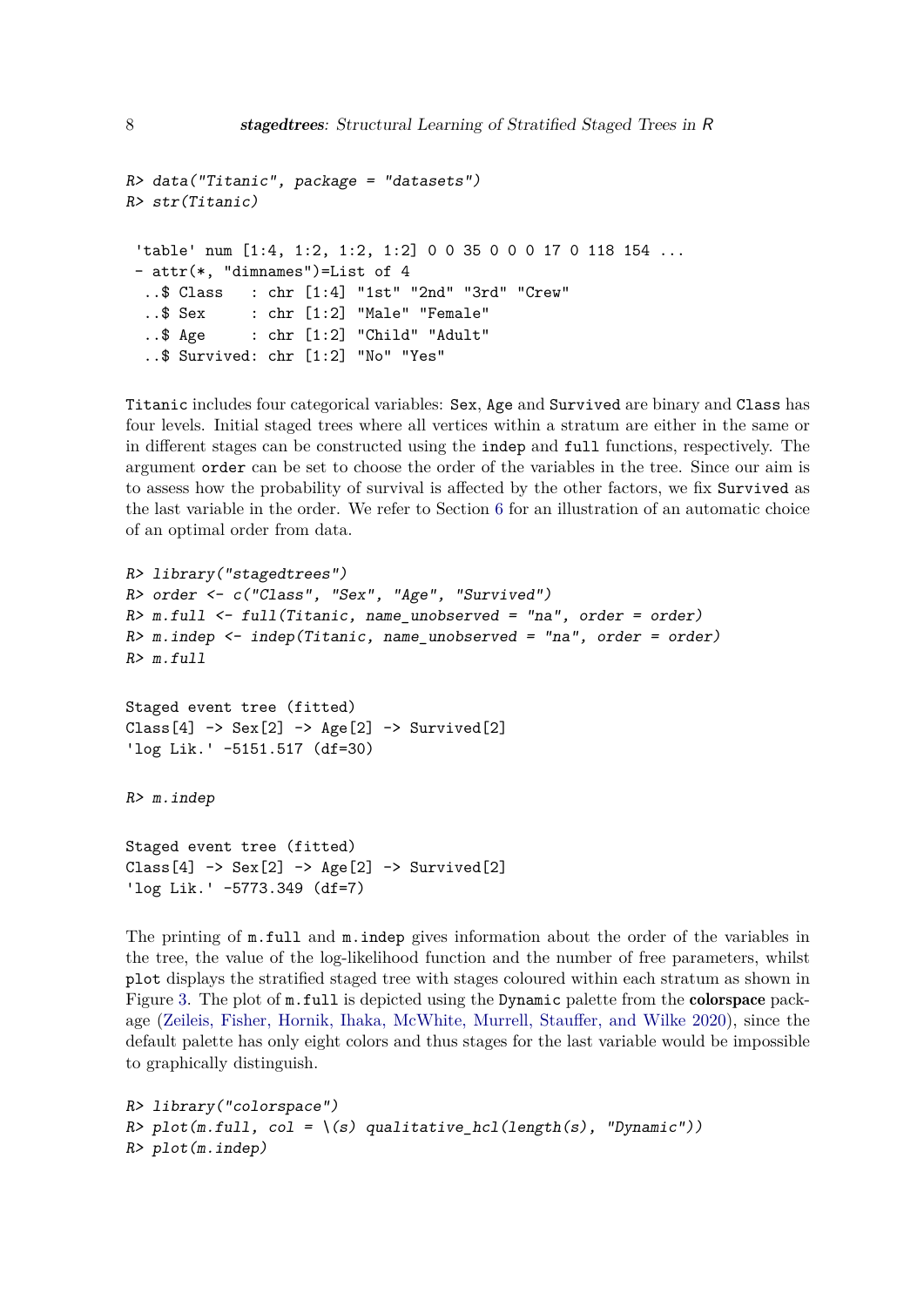```
R> data("Titanic", package = "datasets")
R> str(Titanic)

 'table' num [1:4, 1:2, 1:2, 1:2] 0 0 35 0 0 0 17 0 118 154 ...
 - attr(*, "dimnames")=List of 4
  ..$ Class   : chr [1:4] "1st" "2nd" "3rd" "Crew"
  ..$ Sex     : chr [1:2] "Male" "Female"
  ..$ Age     : chr [1:2] "Child" "Adult"
  ..$ Survived: chr [1:2] "No" "Yes"
```

`Titanic` includes four categorical variables: `Sex`, `Age` and `Survived` are binary and `Class` has four levels. Initial staged trees where all vertices within a stratum are either in the same or in different stages can be constructed using the `indep` and `full` functions, respectively. The argument `order` can be set to choose the order of the variables in the tree. Since our aim is to assess how the probability of survival is affected by the other factors, we fix `Survived` as the last variable in the order. We refer to Section 6 for an illustration of an automatic choice of an optimal order from data.

```
R> library("stagedtrees")
R> order <- c("Class", "Sex", "Age", "Survived")
R> m.full <- full(Titanic, name_unobserved = "na", order = order)
R> m.indep <- indep(Titanic, name_unobserved = "na", order = order)
R> m.full

Staged event tree (fitted)
Class[4] -> Sex[2] -> Age[2] -> Survived[2]
'log Lik.' -5151.517 (df=30)

R> m.indep

Staged event tree (fitted)
Class[4] -> Sex[2] -> Age[2] -> Survived[2]
'log Lik.' -5773.349 (df=7)
```

The printing of `m.full` and `m.indep` gives information about the order of the variables in the tree, the value of the log-likelihood function and the number of free parameters, whilst `plot` displays the stratified staged tree with stages coloured within each stratum as shown in Figure 3. The plot of `m.full` is depicted using the `Dynamic` palette from the **colorspace** package (Zeileis, Fisher, Hornik, Ihaka, McWhite, Murrell, Stauffer, and Wilke 2020), since the default palette has only eight colors and thus stages for the last variable would be impossible to graphically distinguish.

```
R> library("colorspace")
R> plot(m.full, col = \(s) qualitative_hcl(length(s), "Dynamic"))
R> plot(m.indep)
```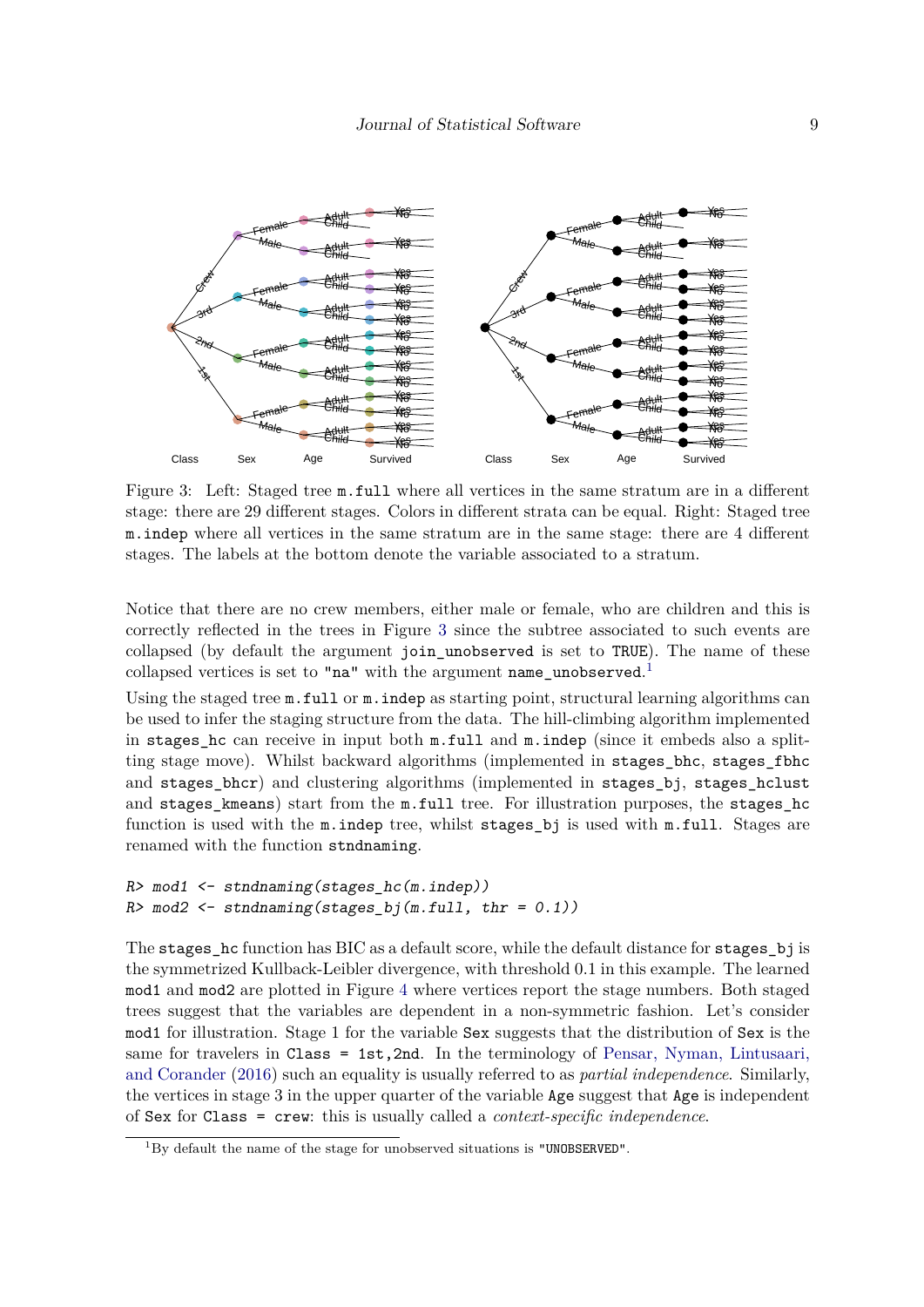Figure 3: Left: Staged tree `m.full` where all vertices in the same stratum are in a different stage: there are 29 different stages. Colors in different strata can be equal. Right: Staged tree `m.indep` where all vertices in the same stratum are in the same stage: there are 4 different stages. The labels at the bottom denote the variable associated to a stratum.

Notice that there are no crew members, either male or female, who are children and this is correctly reflected in the trees in Figure 3 since the subtree associated to such events are collapsed (by default the argument `join_unobserved` is set to `TRUE`). The name of these collapsed vertices is set to `"na"` with the argument `name_unobserved`.[1]

Using the staged tree `m.full` or `m.indep` as starting point, structural learning algorithms can be used to infer the staging structure from the data. The hill-climbing algorithm implemented in `stages_hc` can receive in input both `m.full` and `m.indep` (since it embeds also a splitting stage move). Whilst backward algorithms (implemented in `stages_bhc`, `stages_fbhc` and `stages_bhcr`) and clustering algorithms (implemented in `stages_bj`, `stages_hclust` and `stages_kmeans`) start from the `m.full` tree. For illustration purposes, the `stages_hc` function is used with the `m.indep` tree, whilst `stages_bj` is used with `m.full`. Stages are renamed with the function `stndnaming`.

```
R> mod1 <- stndnaming(stages_hc(m.indep))
R> mod2 <- stndnaming(stages_bj(m.full, thr = 0.1))
```

The `stages_hc` function has BIC as a default score, while the default distance for `stages_bj` is the symmetrized Kullback-Leibler divergence, with threshold 0.1 in this example. The learned `mod1` and `mod2` are plotted in Figure 4 where vertices report the stage numbers. Both staged trees suggest that the variables are dependent in a non-symmetric fashion. Let's consider `mod1` for illustration. Stage 1 for the variable `Sex` suggests that the distribution of `Sex` is the same for travelers in `Class = 1st,2nd`. In the terminology of Pensar, Nyman, Lintusaari, and Corander (2016) such an equality is usually referred to as *partial independence*. Similarly, the vertices in stage 3 in the upper quarter of the variable `Age` suggest that `Age` is independent of `Sex` for `Class = crew`: this is usually called a *context-specific independence*.

[1] By default the name of the stage for unobserved situations is `"UNOBSERVED"`.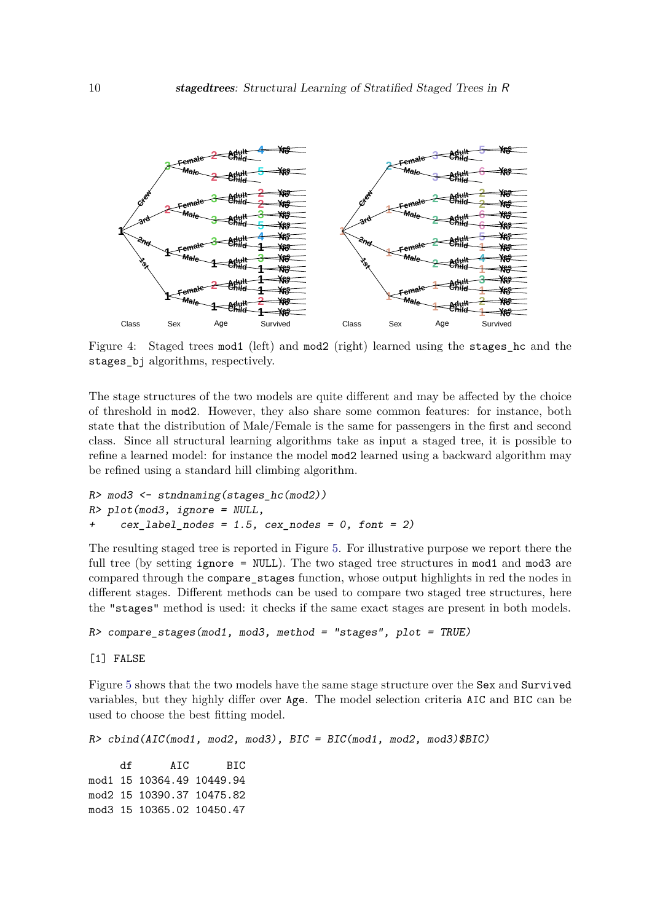Figure 4: Staged trees mod1 (left) and mod2 (right) learned using the stages_hc and the stages_bj algorithms, respectively.

The stage structures of the two models are quite different and may be affected by the choice of threshold in mod2. However, they also share some common features: for instance, both state that the distribution of Male/Female is the same for passengers in the first and second class. Since all structural learning algorithms take as input a staged tree, it is possible to refine a learned model: for instance the model mod2 learned using a backward algorithm may be refined using a standard hill climbing algorithm.

```
R> mod3 <- stndnaming(stages_hc(mod2))
R> plot(mod3, ignore = NULL,
+     cex_label_nodes = 1.5, cex_nodes = 0, font = 2)
```

The resulting staged tree is reported in Figure 5. For illustrative purpose we report there the full tree (by setting ignore = NULL). The two staged tree structures in mod1 and mod3 are compared through the compare_stages function, whose output highlights in red the nodes in different stages. Different methods can be used to compare two staged tree structures, here the "stages" method is used: it checks if the same exact stages are present in both models.

```
R> compare_stages(mod1, mod3, method = "stages", plot = TRUE)
```

```
[1] FALSE
```

Figure 5 shows that the two models have the same stage structure over the Sex and Survived variables, but they highly differ over Age. The model selection criteria AIC and BIC can be used to choose the best fitting model.

```
R> cbind(AIC(mod1, mod2, mod3), BIC = BIC(mod1, mod2, mod3)$BIC)
```

```
     df      AIC      BIC
mod1 15 10364.49 10449.94
mod2 15 10390.37 10475.82
mod3 15 10365.02 10450.47
```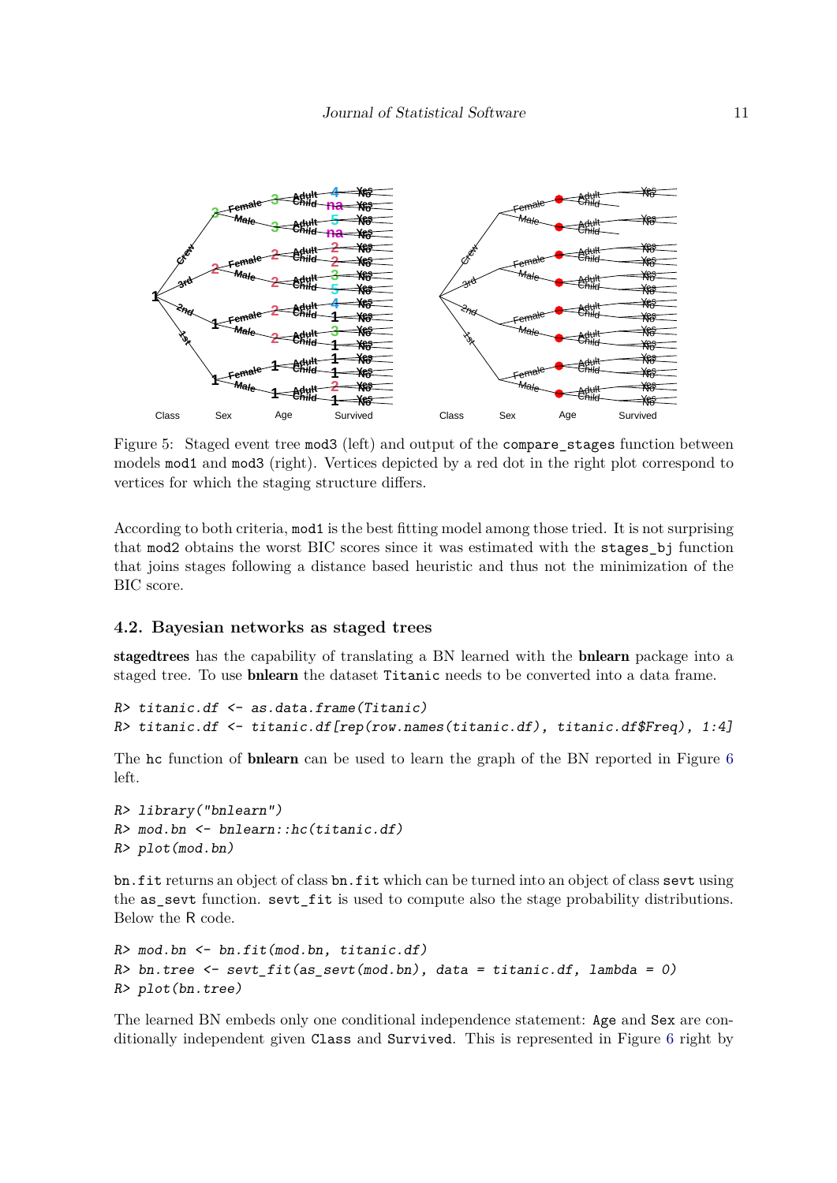Figure 5: Staged event tree mod3 (left) and output of the compare_stages function between models mod1 and mod3 (right). Vertices depicted by a red dot in the right plot correspond to vertices for which the staging structure differs.

According to both criteria, mod1 is the best fitting model among those tried. It is not surprising that mod2 obtains the worst BIC scores since it was estimated with the stages_bj function that joins stages following a distance based heuristic and thus not the minimization of the BIC score.

### 4.2. Bayesian networks as staged trees

**stagedtrees** has the capability of translating a BN learned with the **bnlearn** package into a staged tree. To use **bnlearn** the dataset Titanic needs to be converted into a data frame.

```
R> titanic.df <- as.data.frame(Titanic)
R> titanic.df <- titanic.df[rep(row.names(titanic.df), titanic.df$Freq), 1:4]
```

The hc function of **bnlearn** can be used to learn the graph of the BN reported in Figure 6 left.

```
R> library("bnlearn")
R> mod.bn <- bnlearn::hc(titanic.df)
R> plot(mod.bn)
```

bn.fit returns an object of class bn.fit which can be turned into an object of class sevt using the as_sevt function. sevt_fit is used to compute also the stage probability distributions. Below the R code.

```
R> mod.bn <- bn.fit(mod.bn, titanic.df)
R> bn.tree <- sevt_fit(as_sevt(mod.bn), data = titanic.df, lambda = 0)
R> plot(bn.tree)
```

The learned BN embeds only one conditional independence statement: Age and Sex are conditionally independent given Class and Survived. This is represented in Figure 6 right by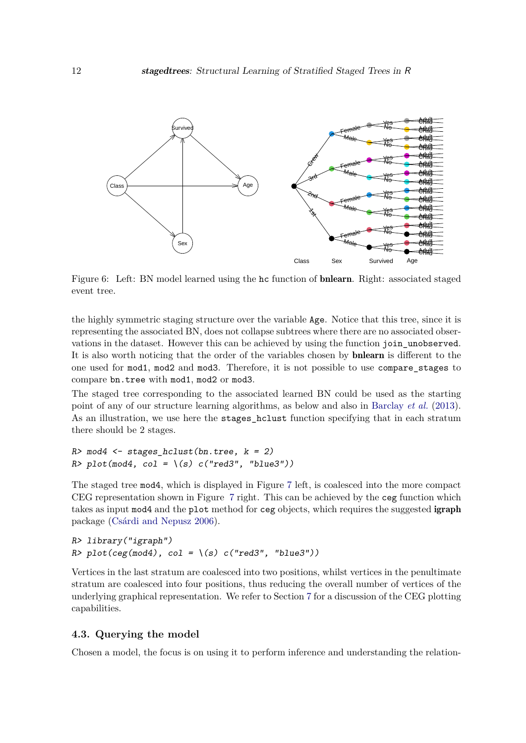Figure 6: Left: BN model learned using the `hc` function of **bnlearn**. Right: associated staged event tree.

the highly symmetric staging structure over the variable `Age`. Notice that this tree, since it is representing the associated BN, does not collapse subtrees where there are no associated observations in the dataset. However this can be achieved by using the function `join_unobserved`. It is also worth noticing that the order of the variables chosen by **bnlearn** is different to the one used for `mod1`, `mod2` and `mod3`. Therefore, it is not possible to use `compare_stages` to compare `bn.tree` with `mod1`, `mod2` or `mod3`.

The staged tree corresponding to the associated learned BN could be used as the starting point of any of our structure learning algorithms, as below and also in Barclay *et al.* (2013). As an illustration, we use here the `stages_hclust` function specifying that in each stratum there should be 2 stages.

```
R> mod4 <- stages_hclust(bn.tree, k = 2)
R> plot(mod4, col = \(s) c("red3", "blue3"))
```

The staged tree `mod4`, which is displayed in Figure 7 left, is coalesced into the more compact CEG representation shown in Figure 7 right. This can be achieved by the `ceg` function which takes as input `mod4` and the `plot` method for `ceg` objects, which requires the suggested **igraph** package (Csárdi and Nepusz 2006).

```
R> library("igraph")
R> plot(ceg(mod4), col = \(s) c("red3", "blue3"))
```

Vertices in the last stratum are coalesced into two positions, whilst vertices in the penultimate stratum are coalesced into four positions, thus reducing the overall number of vertices of the underlying graphical representation. We refer to Section 7 for a discussion of the CEG plotting capabilities.

### 4.3. Querying the model

Chosen a model, the focus is on using it to perform inference and understanding the relation-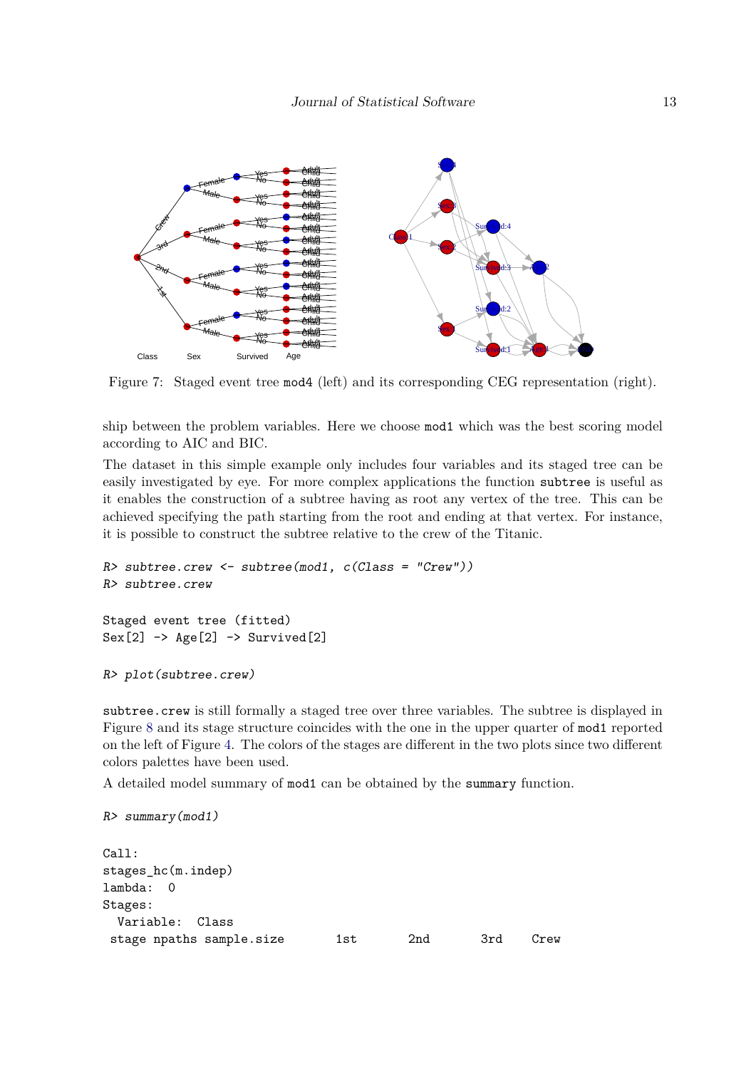Figure 7: Staged event tree mod4 (left) and its corresponding CEG representation (right).

ship between the problem variables. Here we choose mod1 which was the best scoring model according to AIC and BIC.

The dataset in this simple example only includes four variables and its staged tree can be easily investigated by eye. For more complex applications the function subtree is useful as it enables the construction of a subtree having as root any vertex of the tree. This can be achieved specifying the path starting from the root and ending at that vertex. For instance, it is possible to construct the subtree relative to the crew of the Titanic.

```
R> subtree.crew <- subtree(mod1, c(Class = "Crew"))
R> subtree.crew

Staged event tree (fitted)
Sex[2] -> Age[2] -> Survived[2]

R> plot(subtree.crew)
```

subtree.crew is still formally a staged tree over three variables. The subtree is displayed in Figure 8 and its stage structure coincides with the one in the upper quarter of mod1 reported on the left of Figure 4. The colors of the stages are different in the two plots since two different colors palettes have been used.

A detailed model summary of mod1 can be obtained by the summary function.

```
R> summary(mod1)

Call:
stages_hc(m.indep)
lambda:  0
Stages:
  Variable:  Class
 stage npaths sample.size       1st       2nd       3rd    Crew
```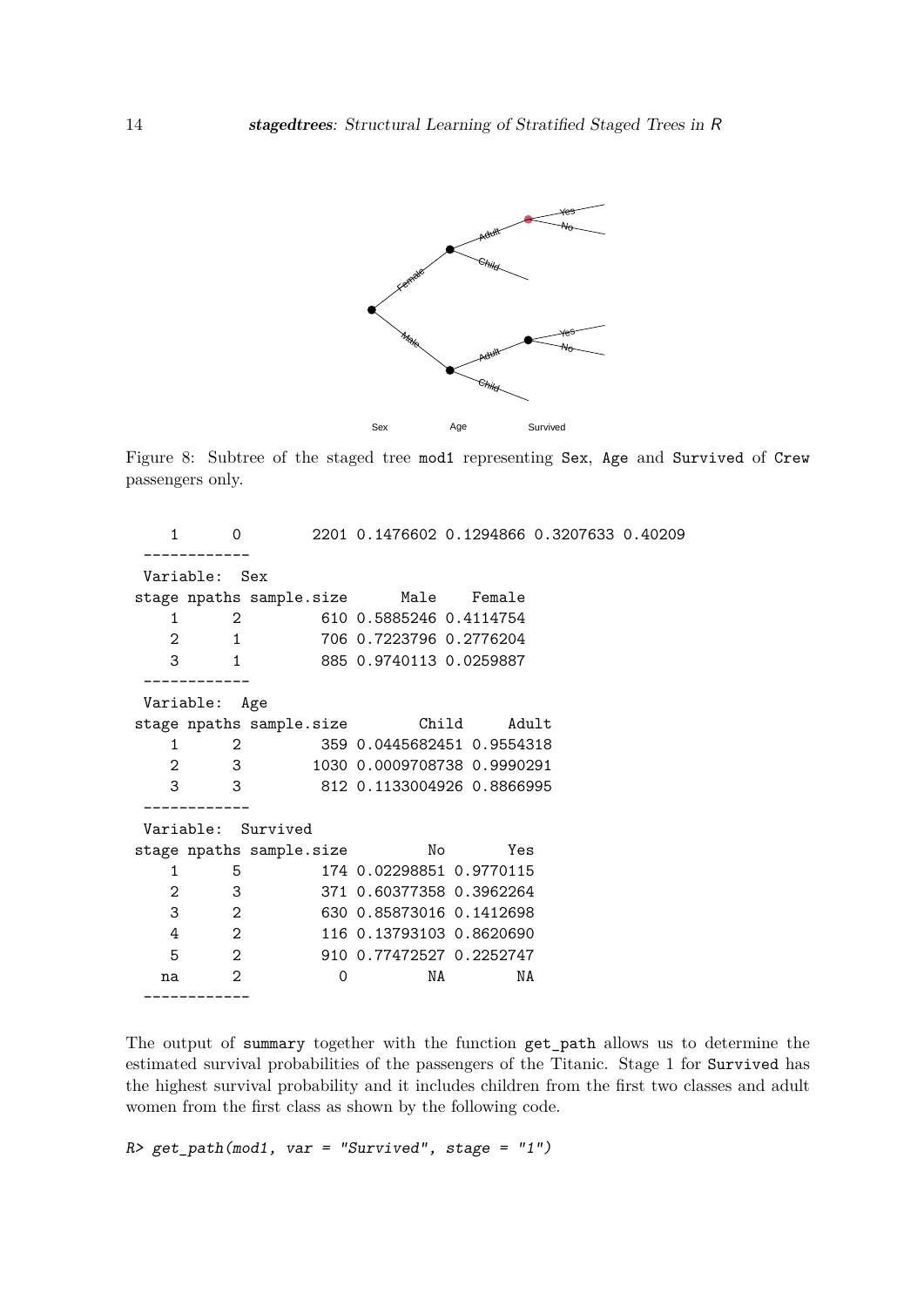Figure 8: Subtree of the staged tree mod1 representing Sex, Age and Survived of Crew passengers only.

```
    1      0        2201 0.1476602 0.1294866 0.3207633 0.40209
  ------------
  Variable:  Sex
 stage npaths sample.size      Male    Female
    1      2         610 0.5885246 0.4114754
    2      1         706 0.7223796 0.2776204
    3      1         885 0.9740113 0.0259887
  ------------
  Variable:  Age
 stage npaths sample.size        Child     Adult
    1      2         359 0.0445682451 0.9554318
    2      3        1030 0.0009708738 0.9990291
    3      3         812 0.1133004926 0.8866995
  ------------
  Variable:  Survived
 stage npaths sample.size         No       Yes
    1      5         174 0.02298851 0.9770115
    2      3         371 0.60377358 0.3962264
    3      2         630 0.85873016 0.1412698
    4      2         116 0.13793103 0.8620690
    5      2         910 0.77472527 0.2252747
   na      2           0         NA        NA
  ------------
```

The output of summary together with the function get_path allows us to determine the estimated survival probabilities of the passengers of the Titanic. Stage 1 for Survived has the highest survival probability and it includes children from the first two classes and adult women from the first class as shown by the following code.

```
R> get_path(mod1, var = "Survived", stage = "1")
```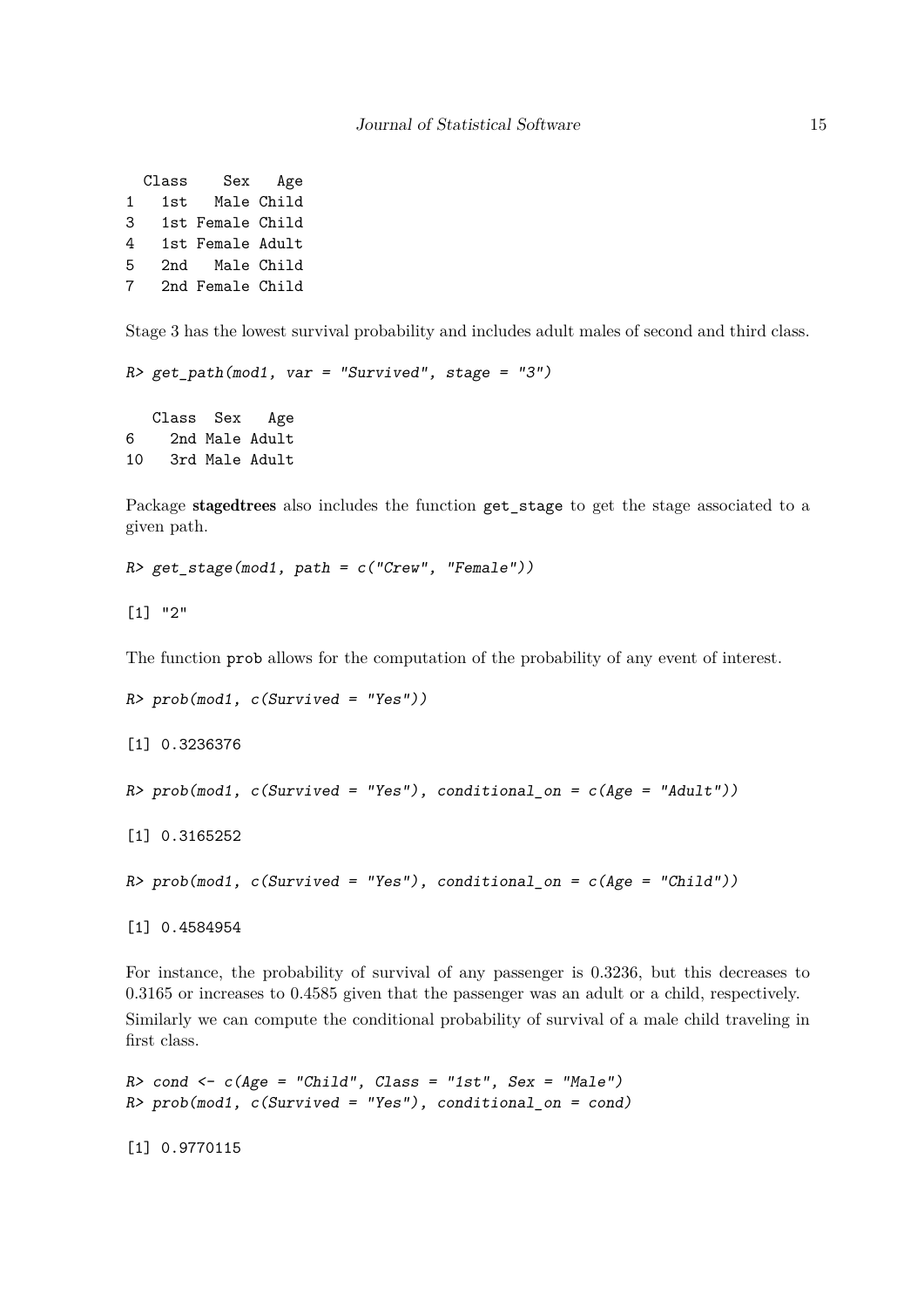```
  Class    Sex   Age
1   1st   Male Child
3   1st Female Child
4   1st Female Adult
5   2nd   Male Child
7   2nd Female Child
```

Stage 3 has the lowest survival probability and includes adult males of second and third class.

```
R> get_path(mod1, var = "Survived", stage = "3")

   Class  Sex   Age
6    2nd Male Adult
10   3rd Male Adult
```

Package **stagedtrees** also includes the function `get_stage` to get the stage associated to a given path.

```
R> get_stage(mod1, path = c("Crew", "Female"))

[1] "2"
```

The function `prob` allows for the computation of the probability of any event of interest.

```
R> prob(mod1, c(Survived = "Yes"))

[1] 0.3236376

R> prob(mod1, c(Survived = "Yes"), conditional_on = c(Age = "Adult"))

[1] 0.3165252

R> prob(mod1, c(Survived = "Yes"), conditional_on = c(Age = "Child"))

[1] 0.4584954
```

For instance, the probability of survival of any passenger is 0.3236, but this decreases to 0.3165 or increases to 0.4585 given that the passenger was an adult or a child, respectively.

Similarly we can compute the conditional probability of survival of a male child traveling in first class.

```
R> cond <- c(Age = "Child", Class = "1st", Sex = "Male")
R> prob(mod1, c(Survived = "Yes"), conditional_on = cond)

[1] 0.9770115
```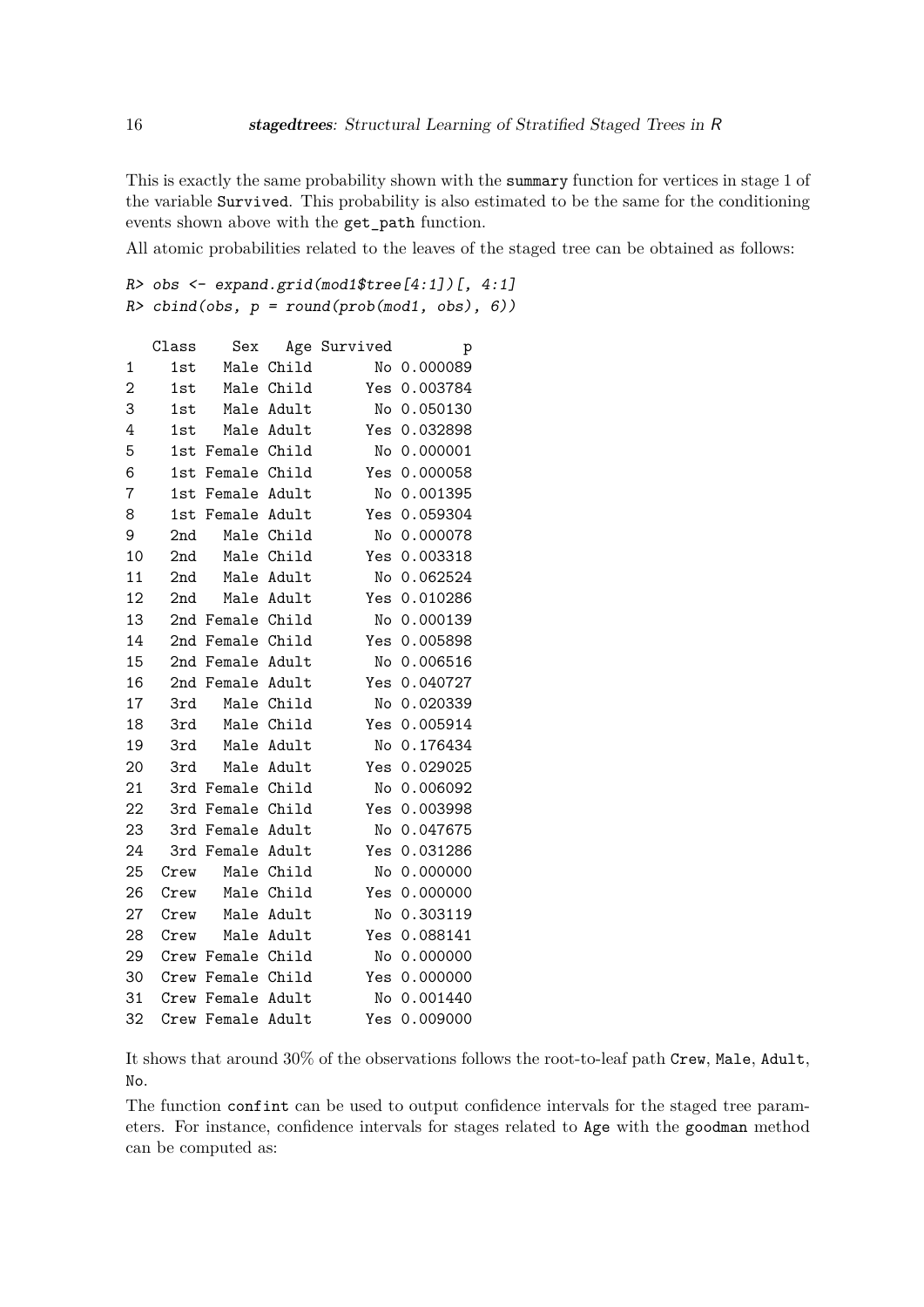This is exactly the same probability shown with the `summary` function for vertices in stage 1 of the variable `Survived`. This probability is also estimated to be the same for the conditioning events shown above with the `get_path` function.

All atomic probabilities related to the leaves of the staged tree can be obtained as follows:

```
R> obs <- expand.grid(mod1$tree[4:1])[, 4:1]
R> cbind(obs, p = round(prob(mod1, obs), 6))

   Class    Sex   Age Survived        p
1    1st   Male Child       No 0.000089
2    1st   Male Child      Yes 0.003784
3    1st   Male Adult       No 0.050130
4    1st   Male Adult      Yes 0.032898
5    1st Female Child       No 0.000001
6    1st Female Child      Yes 0.000058
7    1st Female Adult       No 0.001395
8    1st Female Adult      Yes 0.059304
9    2nd   Male Child       No 0.000078
10   2nd   Male Child      Yes 0.003318
11   2nd   Male Adult       No 0.062524
12   2nd   Male Adult      Yes 0.010286
13   2nd Female Child       No 0.000139
14   2nd Female Child      Yes 0.005898
15   2nd Female Adult       No 0.006516
16   2nd Female Adult      Yes 0.040727
17   3rd   Male Child       No 0.020339
18   3rd   Male Child      Yes 0.005914
19   3rd   Male Adult       No 0.176434
20   3rd   Male Adult      Yes 0.029025
21   3rd Female Child       No 0.006092
22   3rd Female Child      Yes 0.003998
23   3rd Female Adult       No 0.047675
24   3rd Female Adult      Yes 0.031286
25  Crew   Male Child       No 0.000000
26  Crew   Male Child      Yes 0.000000
27  Crew   Male Adult       No 0.303119
28  Crew   Male Adult      Yes 0.088141
29  Crew Female Child       No 0.000000
30  Crew Female Child      Yes 0.000000
31  Crew Female Adult       No 0.001440
32  Crew Female Adult      Yes 0.009000
```

It shows that around 30% of the observations follows the root-to-leaf path `Crew`, `Male`, `Adult`, `No`.

The function `confint` can be used to output confidence intervals for the staged tree parameters. For instance, confidence intervals for stages related to `Age` with the `goodman` method can be computed as: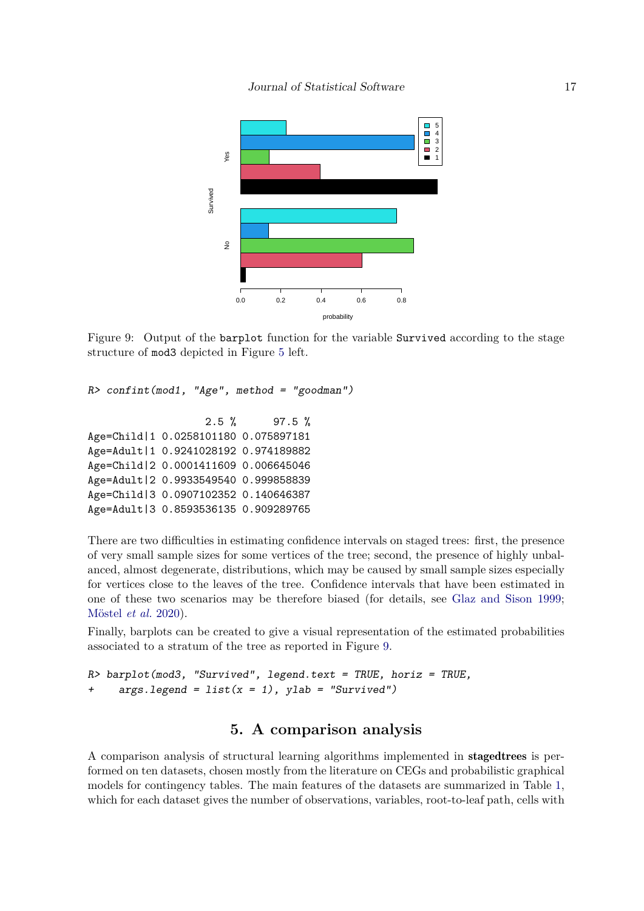Figure 9: Output of the `barplot` function for the variable `Survived` according to the stage structure of `mod3` depicted in Figure 5 left.

```
R> confint(mod1, "Age", method = "goodman")
```

```
                    2.5 %      97.5 %
Age=Child|1 0.0258101180 0.075897181
Age=Adult|1 0.9241028192 0.974189882
Age=Child|2 0.0001411609 0.006645046
Age=Adult|2 0.9933549540 0.999858839
Age=Child|3 0.0907102352 0.140646387
Age=Adult|3 0.8593536135 0.909289765
```

There are two difficulties in estimating confidence intervals on staged trees: first, the presence of very small sample sizes for some vertices of the tree; second, the presence of highly unbalanced, almost degenerate, distributions, which may be caused by small sample sizes especially for vertices close to the leaves of the tree. Confidence intervals that have been estimated in one of these two scenarios may be therefore biased (for details, see Glaz and Sison 1999; Möstel *et al.* 2020).

Finally, barplots can be created to give a visual representation of the estimated probabilities associated to a stratum of the tree as reported in Figure 9.

```
R> barplot(mod3, "Survived", legend.text = TRUE, horiz = TRUE,
+    args.legend = list(x = 1), ylab = "Survived")
```

## 5. A comparison analysis

A comparison analysis of structural learning algorithms implemented in **stagedtrees** is performed on ten datasets, chosen mostly from the literature on CEGs and probabilistic graphical models for contingency tables. The main features of the datasets are summarized in Table 1, which for each dataset gives the number of observations, variables, root-to-leaf path, cells with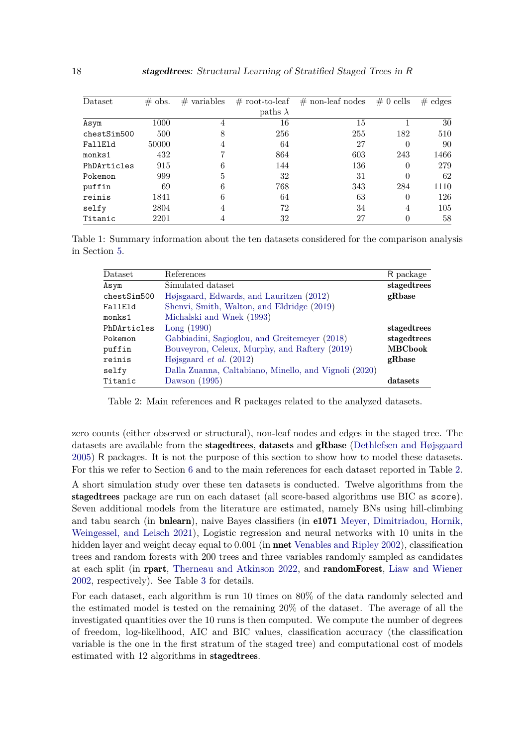| Dataset | # obs. | # variables | # root-to-leaf paths $\lambda$ | # non-leaf nodes | # 0 cells | # edges |
|---|---|---|---|---|---|---|
| Asym | 1000 | 4 | 16 | 15 | 1 | 30 |
| chestSim500 | 500 | 8 | 256 | 255 | 182 | 510 |
| FallEld | 50000 | 4 | 64 | 27 | 0 | 90 |
| monks1 | 432 | 7 | 864 | 603 | 243 | 1466 |
| PhDArticles | 915 | 6 | 144 | 136 | 0 | 279 |
| Pokemon | 999 | 5 | 32 | 31 | 0 | 62 |
| puffin | 69 | 6 | 768 | 343 | 284 | 1110 |
| reinis | 1841 | 6 | 64 | 63 | 0 | 126 |
| selfy | 2804 | 4 | 72 | 34 | 4 | 105 |
| Titanic | 2201 | 4 | 32 | 27 | 0 | 58 |

Table 1: Summary information about the ten datasets considered for the comparison analysis in Section 5.

| Dataset | References | R package |
|---|---|---|
| Asym | Simulated dataset | **stagedtrees** |
| chestSim500 | Højsgaard, Edwards, and Lauritzen (2012) | **gRbase** |
| FallEld | Shenvi, Smith, Walton, and Eldridge (2019) | |
| monks1 | Michalski and Wnek (1993) | |
| PhDArticles | Long (1990) | **stagedtrees** |
| Pokemon | Gabbiadini, Sagioglou, and Greitemeyer (2018) | **stagedtrees** |
| puffin | Bouveyron, Celeux, Murphy, and Raftery (2019) | **MBCbook** |
| reinis | Højsgaard *et al.* (2012) | **gRbase** |
| selfy | Dalla Zuanna, Caltabiano, Minello, and Vignoli (2020) | |
| Titanic | Dawson (1995) | **datasets** |

Table 2: Main references and R packages related to the analyzed datasets.

zero counts (either observed or structural), non-leaf nodes and edges in the staged tree. The datasets are available from the **stagedtrees**, **datasets** and **gRbase** (Dethlefsen and Højsgaard 2005) R packages. It is not the purpose of this section to show how to model these datasets. For this we refer to Section 6 and to the main references for each dataset reported in Table 2.

A short simulation study over these ten datasets is conducted. Twelve algorithms from the **stagedtrees** package are run on each dataset (all score-based algorithms use BIC as `score`). Seven additional models from the literature are estimated, namely BNs using hill-climbing and tabu search (in **bnlearn**), naive Bayes classifiers (in **e1071** Meyer, Dimitriadou, Hornik, Weingessel, and Leisch 2021), Logistic regression and neural networks with 10 units in the hidden layer and weight decay equal to 0.001 (in **nnet** Venables and Ripley 2002), classification trees and random forests with 200 trees and three variables randomly sampled as candidates at each split (in **rpart**, Therneau and Atkinson 2022, and **randomForest**, Liaw and Wiener 2002, respectively). See Table 3 for details.

For each dataset, each algorithm is run 10 times on 80% of the data randomly selected and the estimated model is tested on the remaining 20% of the dataset. The average of all the investigated quantities over the 10 runs is then computed. We compute the number of degrees of freedom, log-likelihood, AIC and BIC values, classification accuracy (the classification variable is the one in the first stratum of the staged tree) and computational cost of models estimated with 12 algorithms in **stagedtrees**.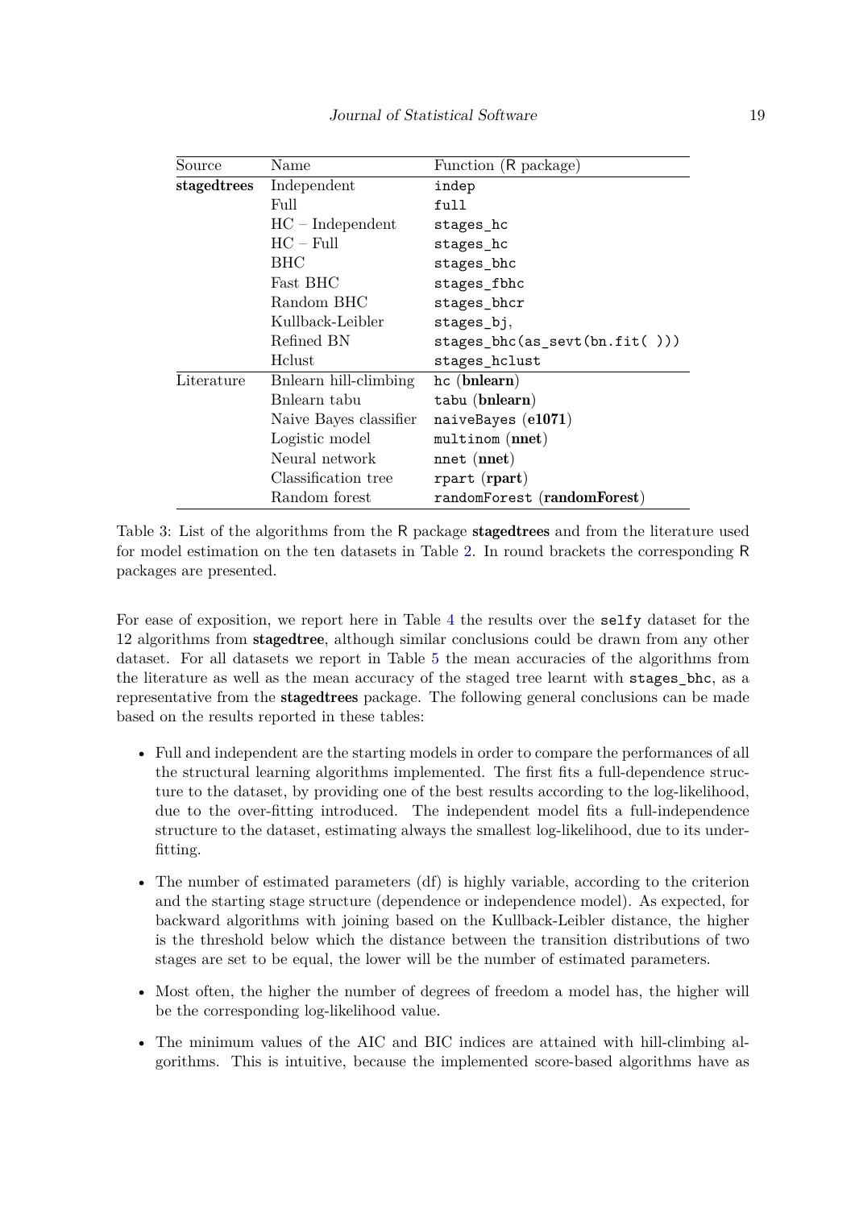| Source | Name | Function (R package) |
|---|---|---|
| **stagedtrees** | Independent | `indep` |
| | Full | `full` |
| | HC – Independent | `stages_hc` |
| | HC – Full | `stages_hc` |
| | BHC | `stages_bhc` |
| | Fast BHC | `stages_fbhc` |
| | Random BHC | `stages_bhcr` |
| | Kullback-Leibler | `stages_bj`, |
| | Refined BN | `stages_bhc(as_sevt(bn.fit( )))` |
| | Hclust | `stages_hclust` |
| Literature | Bnlearn hill-climbing | `hc` (**bnlearn**) |
| | Bnlearn tabu | `tabu` (**bnlearn**) |
| | Naive Bayes classifier | `naiveBayes` (**e1071**) |
| | Logistic model | `multinom` (**nnet**) |
| | Neural network | `nnet` (**nnet**) |
| | Classification tree | `rpart` (**rpart**) |
| | Random forest | `randomForest` (**randomForest**) |

Table 3: List of the algorithms from the R package **stagedtrees** and from the literature used for model estimation on the ten datasets in Table 2. In round brackets the corresponding R packages are presented.

For ease of exposition, we report here in Table 4 the results over the `selfy` dataset for the 12 algorithms from **stagedtree**, although similar conclusions could be drawn from any other dataset. For all datasets we report in Table 5 the mean accuracies of the algorithms from the literature as well as the mean accuracy of the staged tree learnt with `stages_bhc`, as a representative from the **stagedtrees** package. The following general conclusions can be made based on the results reported in these tables:

- Full and independent are the starting models in order to compare the performances of all the structural learning algorithms implemented. The first fits a full-dependence structure to the dataset, by providing one of the best results according to the log-likelihood, due to the over-fitting introduced. The independent model fits a full-independence structure to the dataset, estimating always the smallest log-likelihood, due to its underfitting.

- The number of estimated parameters (df) is highly variable, according to the criterion and the starting stage structure (dependence or independence model). As expected, for backward algorithms with joining based on the Kullback-Leibler distance, the higher is the threshold below which the distance between the transition distributions of two stages are set to be equal, the lower will be the number of estimated parameters.

- Most often, the higher the number of degrees of freedom a model has, the higher will be the corresponding log-likelihood value.

- The minimum values of the AIC and BIC indices are attained with hill-climbing algorithms. This is intuitive, because the implemented score-based algorithms have as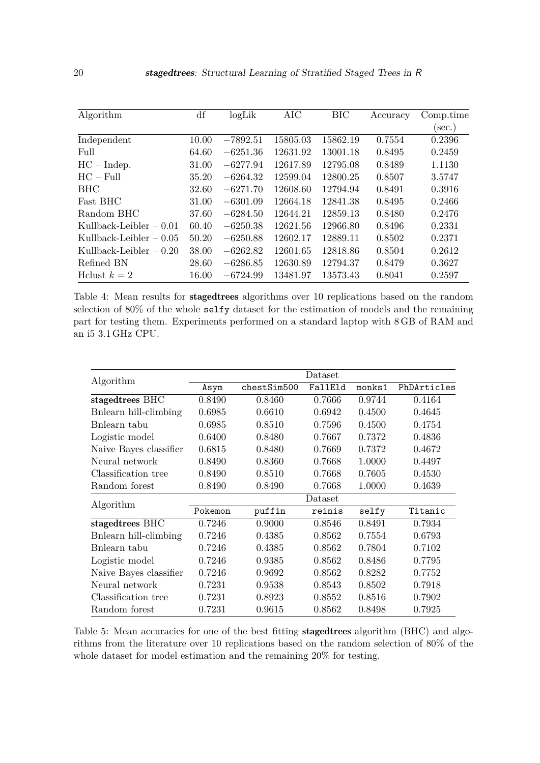| Algorithm | df | logLik | AIC | BIC | Accuracy | Comp.time (sec.) |
|---|---|---|---|---|---|---|
| Independent | 10.00 | −7892.51 | 15805.03 | 15862.19 | 0.7554 | 0.2396 |
| Full | 64.60 | −6251.36 | 12631.92 | 13001.18 | 0.8495 | 0.2459 |
| HC – Indep. | 31.00 | −6277.94 | 12617.89 | 12795.08 | 0.8489 | 1.1130 |
| HC – Full | 35.20 | −6264.32 | 12599.04 | 12800.25 | 0.8507 | 3.5747 |
| BHC | 32.60 | −6271.70 | 12608.60 | 12794.94 | 0.8491 | 0.3916 |
| Fast BHC | 31.00 | −6301.09 | 12664.18 | 12841.38 | 0.8495 | 0.2466 |
| Random BHC | 37.60 | −6284.50 | 12644.21 | 12859.13 | 0.8480 | 0.2476 |
| Kullback-Leibler – 0.01 | 60.40 | −6250.38 | 12621.56 | 12966.80 | 0.8496 | 0.2331 |
| Kullback-Leibler – 0.05 | 50.20 | −6250.88 | 12602.17 | 12889.11 | 0.8502 | 0.2371 |
| Kullback-Leibler – 0.20 | 38.00 | −6262.82 | 12601.65 | 12818.86 | 0.8504 | 0.2612 |
| Refined BN | 28.60 | −6286.85 | 12630.89 | 12794.37 | 0.8479 | 0.3627 |
| Hclust $k = 2$ | 16.00 | −6724.99 | 13481.97 | 13573.43 | 0.8041 | 0.2597 |

Table 4: Mean results for **stagedtrees** algorithms over 10 replications based on the random selection of 80% of the whole `selfy` dataset for the estimation of models and the remaining part for testing them. Experiments performed on a standard laptop with 8 GB of RAM and an i5 3.1 GHz CPU.

| Algorithm | Dataset | | | | |
|---|---|---|---|---|---|
| | `Asym` | `chestSim500` | `FallEld` | `monks1` | `PhDArticles` |
| **stagedtrees** BHC | 0.8490 | 0.8460 | 0.7666 | 0.9744 | 0.4164 |
| Bnlearn hill-climbing | 0.6985 | 0.6610 | 0.6942 | 0.4500 | 0.4645 |
| Bnlearn tabu | 0.6985 | 0.8510 | 0.7596 | 0.4500 | 0.4754 |
| Logistic model | 0.6400 | 0.8480 | 0.7667 | 0.7372 | 0.4836 |
| Naive Bayes classifier | 0.6815 | 0.8480 | 0.7669 | 0.7372 | 0.4672 |
| Neural network | 0.8490 | 0.8360 | 0.7668 | 1.0000 | 0.4497 |
| Classification tree | 0.8490 | 0.8510 | 0.7668 | 0.7605 | 0.4530 |
| Random forest | 0.8490 | 0.8490 | 0.7668 | 1.0000 | 0.4639 |
| Algorithm | Dataset | | | | |
| | `Pokemon` | `puffin` | `reinis` | `selfy` | `Titanic` |
| **stagedtrees** BHC | 0.7246 | 0.9000 | 0.8546 | 0.8491 | 0.7934 |
| Bnlearn hill-climbing | 0.7246 | 0.4385 | 0.8562 | 0.7554 | 0.6793 |
| Bnlearn tabu | 0.7246 | 0.4385 | 0.8562 | 0.7804 | 0.7102 |
| Logistic model | 0.7246 | 0.9385 | 0.8562 | 0.8486 | 0.7795 |
| Naive Bayes classifier | 0.7246 | 0.9692 | 0.8562 | 0.8282 | 0.7752 |
| Neural network | 0.7231 | 0.9538 | 0.8543 | 0.8502 | 0.7918 |
| Classification tree | 0.7231 | 0.8923 | 0.8552 | 0.8516 | 0.7902 |
| Random forest | 0.7231 | 0.9615 | 0.8562 | 0.8498 | 0.7925 |

Table 5: Mean accuracies for one of the best fitting **stagedtrees** algorithm (BHC) and algorithms from the literature over 10 replications based on the random selection of 80% of the whole dataset for model estimation and the remaining 20% for testing.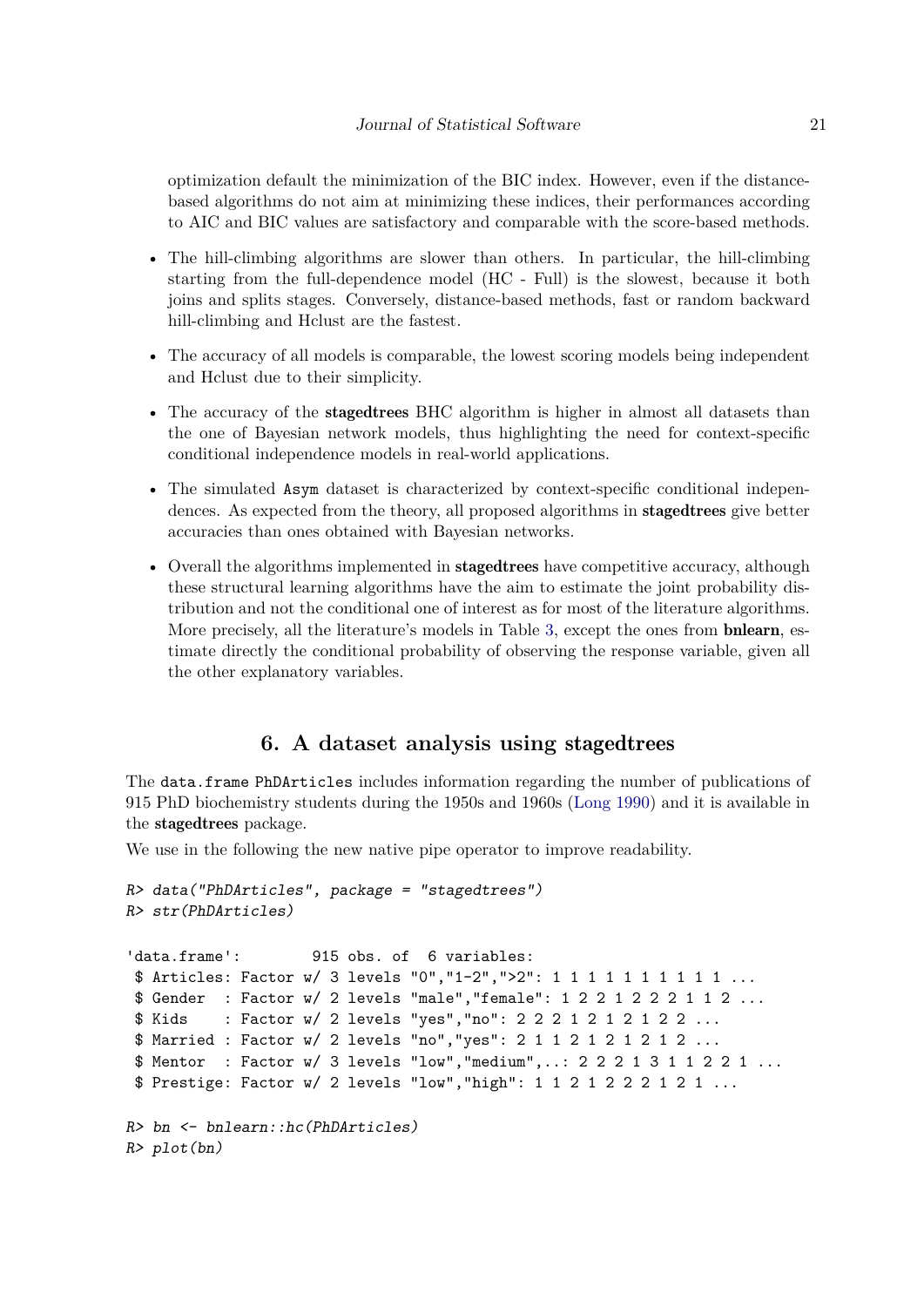optimization default the minimization of the BIC index. However, even if the distance-based algorithms do not aim at minimizing these indices, their performances according to AIC and BIC values are satisfactory and comparable with the score-based methods.

- The hill-climbing algorithms are slower than others. In particular, the hill-climbing starting from the full-dependence model (HC - Full) is the slowest, because it both joins and splits stages. Conversely, distance-based methods, fast or random backward hill-climbing and Hclust are the fastest.
- The accuracy of all models is comparable, the lowest scoring models being independent and Hclust due to their simplicity.
- The accuracy of the **stagedtrees** BHC algorithm is higher in almost all datasets than the one of Bayesian network models, thus highlighting the need for context-specific conditional independence models in real-world applications.
- The simulated `Asym` dataset is characterized by context-specific conditional independences. As expected from the theory, all proposed algorithms in **stagedtrees** give better accuracies than ones obtained with Bayesian networks.
- Overall the algorithms implemented in **stagedtrees** have competitive accuracy, although these structural learning algorithms have the aim to estimate the joint probability distribution and not the conditional one of interest as for most of the literature algorithms. More precisely, all the literature's models in Table 3, except the ones from **bnlearn**, estimate directly the conditional probability of observing the response variable, given all the other explanatory variables.

# 6. A dataset analysis using stagedtrees

The `data.frame` `PhDArticles` includes information regarding the number of publications of 915 PhD biochemistry students during the 1950s and 1960s (Long 1990) and it is available in the **stagedtrees** package.

We use in the following the new native pipe operator to improve readability.

```
R> data("PhDArticles", package = "stagedtrees")
R> str(PhDArticles)

'data.frame':	915 obs. of  6 variables:
 $ Articles: Factor w/ 3 levels "0","1-2",">2": 1 1 1 1 1 1 1 1 1 1 ...
 $ Gender  : Factor w/ 2 levels "male","female": 1 2 2 1 2 2 2 1 1 2 ...
 $ Kids    : Factor w/ 2 levels "yes","no": 2 2 2 1 2 1 2 1 2 2 ...
 $ Married : Factor w/ 2 levels "no","yes": 2 1 1 2 1 2 1 2 1 2 ...
 $ Mentor  : Factor w/ 3 levels "low","medium",..: 2 2 2 1 3 1 1 2 2 1 ...
 $ Prestige: Factor w/ 2 levels "low","high": 1 1 2 1 2 2 2 1 2 1 ...

R> bn <- bnlearn::hc(PhDArticles)
R> plot(bn)
```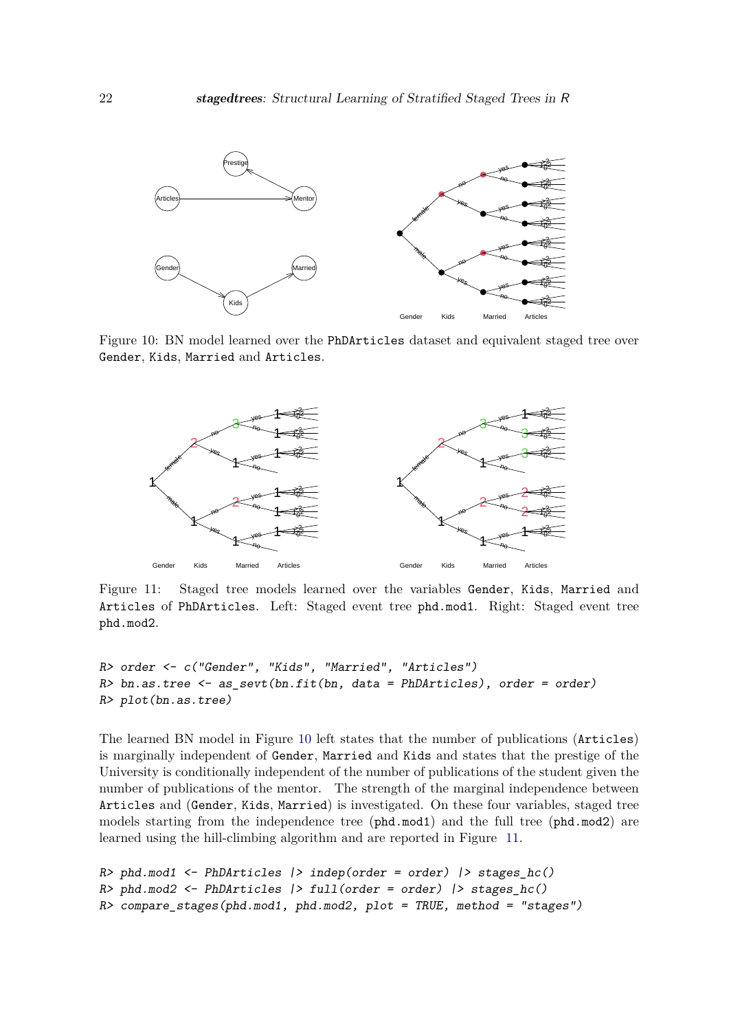Figure 10: BN model learned over the PhDArticles dataset and equivalent staged tree over Gender, Kids, Married and Articles.

Figure 11: Staged tree models learned over the variables Gender, Kids, Married and Articles of PhDArticles. Left: Staged event tree phd.mod1. Right: Staged event tree phd.mod2.

```
R> order <- c("Gender", "Kids", "Married", "Articles")
R> bn.as.tree <- as_sevt(bn.fit(bn, data = PhDArticles), order = order)
R> plot(bn.as.tree)
```

The learned BN model in Figure 10 left states that the number of publications (Articles) is marginally independent of Gender, Married and Kids and states that the prestige of the University is conditionally independent of the number of publications of the student given the number of publications of the mentor. The strength of the marginal independence between Articles and (Gender, Kids, Married) is investigated. On these four variables, staged tree models starting from the independence tree (phd.mod1) and the full tree (phd.mod2) are learned using the hill-climbing algorithm and are reported in Figure 11.

```
R> phd.mod1 <- PhDArticles |> indep(order = order) |> stages_hc()
R> phd.mod2 <- PhDArticles |> full(order = order) |> stages_hc()
R> compare_stages(phd.mod1, phd.mod2, plot = TRUE, method = "stages")
```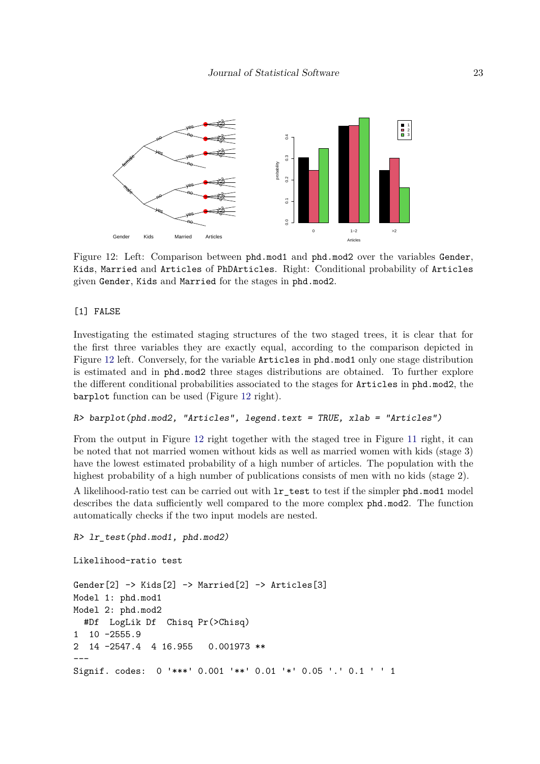Figure 12: Left: Comparison between `phd.mod1` and `phd.mod2` over the variables `Gender`, `Kids`, `Married` and `Articles` of `PhDArticles`. Right: Conditional probability of `Articles` given `Gender`, `Kids` and `Married` for the stages in `phd.mod2`.

```
[1] FALSE
```

Investigating the estimated staging structures of the two staged trees, it is clear that for the first three variables they are exactly equal, according to the comparison depicted in Figure 12 left. Conversely, for the variable `Articles` in `phd.mod1` only one stage distribution is estimated and in `phd.mod2` three stages distributions are obtained. To further explore the different conditional probabilities associated to the stages for `Articles` in `phd.mod2`, the `barplot` function can be used (Figure 12 right).

```
R> barplot(phd.mod2, "Articles", legend.text = TRUE, xlab = "Articles")
```

From the output in Figure 12 right together with the staged tree in Figure 11 right, it can be noted that not married women without kids as well as married women with kids (stage 3) have the lowest estimated probability of a high number of articles. The population with the highest probability of a high number of publications consists of men with no kids (stage 2).

A likelihood-ratio test can be carried out with `lr_test` to test if the simpler `phd.mod1` model describes the data sufficiently well compared to the more complex `phd.mod2`. The function automatically checks if the two input models are nested.

```
R> lr_test(phd.mod1, phd.mod2)

Likelihood-ratio test

Gender[2] -> Kids[2] -> Married[2] -> Articles[3]
Model 1: phd.mod1
Model 2: phd.mod2
  #Df  LogLik Df  Chisq Pr(>Chisq)
1  10 -2555.9
2  14 -2547.4  4 16.955   0.001973 **
---
Signif. codes:  0 '***' 0.001 '**' 0.01 '*' 0.05 '.' 0.1 ' ' 1
```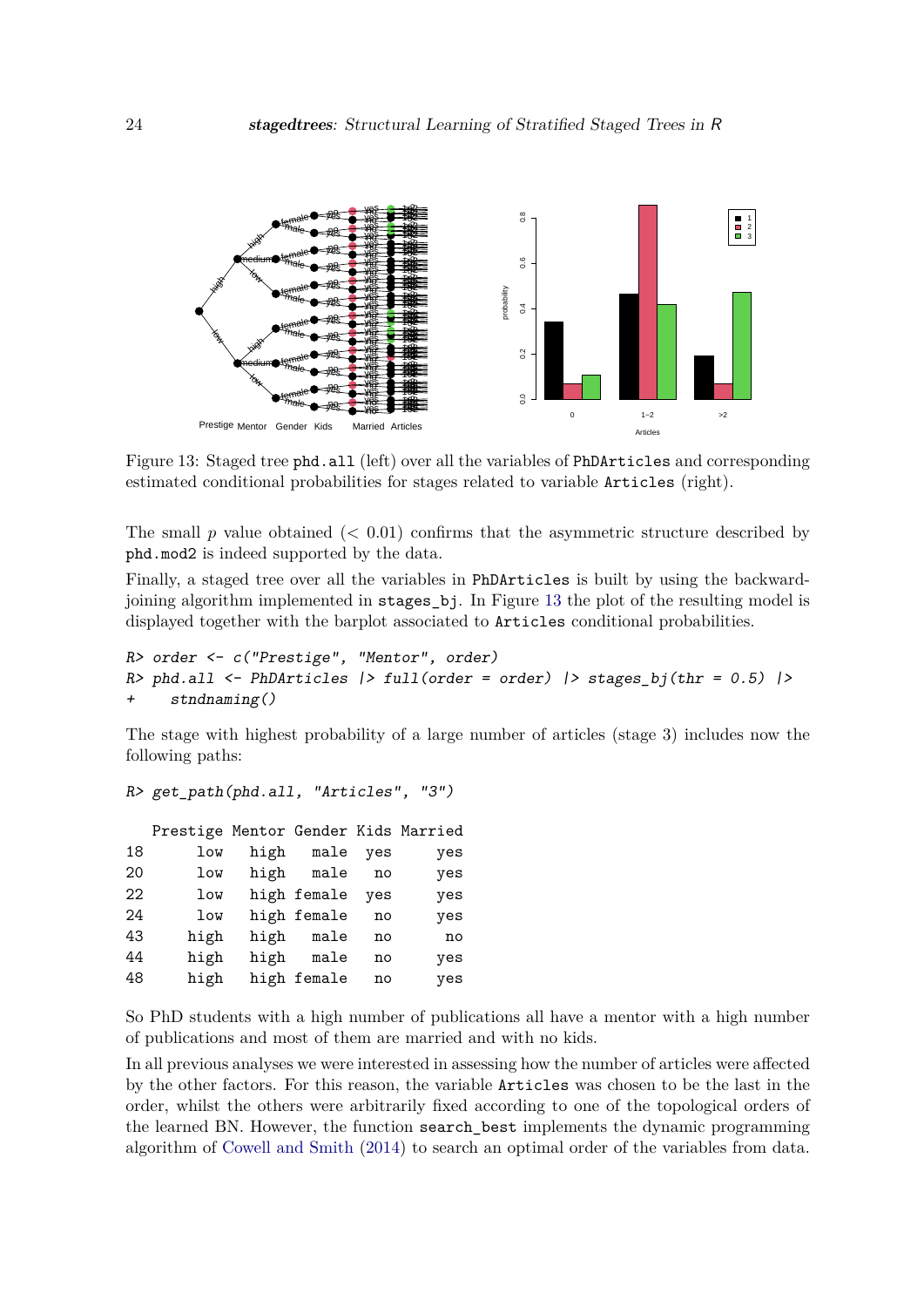Figure 13: Staged tree phd.all (left) over all the variables of PhDArticles and corresponding estimated conditional probabilities for stages related to variable Articles (right).

The small $p$ value obtained ($< 0.01$) confirms that the asymmetric structure described by phd.mod2 is indeed supported by the data.

Finally, a staged tree over all the variables in PhDArticles is built by using the backward-joining algorithm implemented in stages_bj. In Figure 13 the plot of the resulting model is displayed together with the barplot associated to Articles conditional probabilities.

```
R> order <- c("Prestige", "Mentor", order)
R> phd.all <- PhDArticles |> full(order = order) |> stages_bj(thr = 0.5) |>
+     stndnaming()
```

The stage with highest probability of a large number of articles (stage 3) includes now the following paths:

```
R> get_path(phd.all, "Articles", "3")

   Prestige Mentor Gender Kids Married
18      low   high   male  yes     yes
20      low   high   male   no     yes
22      low   high female  yes     yes
24      low   high female   no     yes
43     high   high   male   no      no
44     high   high   male   no     yes
48     high   high female   no     yes
```

So PhD students with a high number of publications all have a mentor with a high number of publications and most of them are married and with no kids.

In all previous analyses we were interested in assessing how the number of articles were affected by the other factors. For this reason, the variable Articles was chosen to be the last in the order, whilst the others were arbitrarily fixed according to one of the topological orders of the learned BN. However, the function search_best implements the dynamic programming algorithm of Cowell and Smith (2014) to search an optimal order of the variables from data.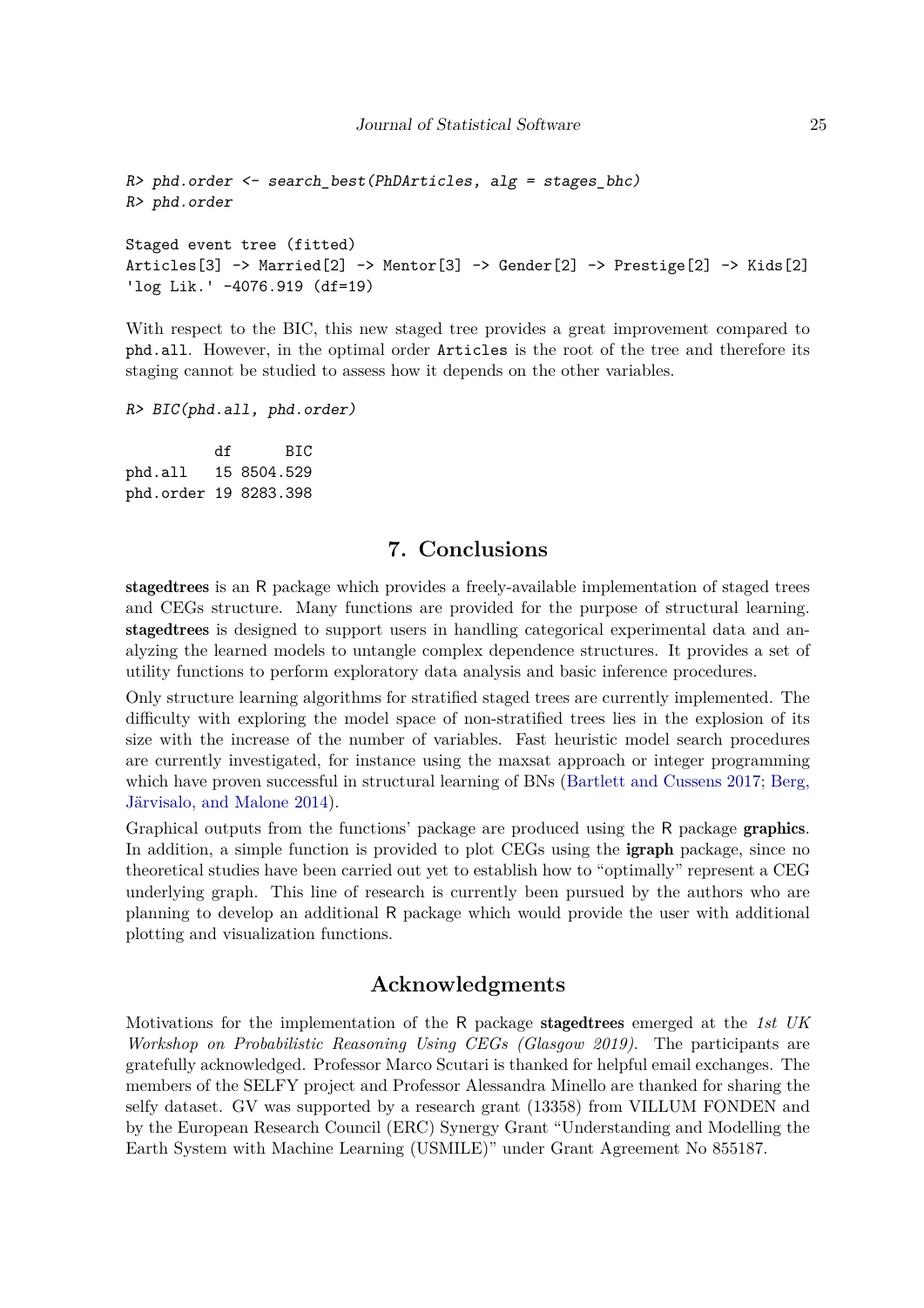```
R> phd.order <- search_best(PhDArticles, alg = stages_bhc)
R> phd.order

Staged event tree (fitted)
Articles[3] -> Married[2] -> Mentor[3] -> Gender[2] -> Prestige[2] -> Kids[2]
'log Lik.' -4076.919 (df=19)
```

With respect to the BIC, this new staged tree provides a great improvement compared to `phd.all`. However, in the optimal order `Articles` is the root of the tree and therefore its staging cannot be studied to assess how it depends on the other variables.

```
R> BIC(phd.all, phd.order)

          df      BIC
phd.all   15 8504.529
phd.order 19 8283.398
```

# 7. Conclusions

**stagedtrees** is an R package which provides a freely-available implementation of staged trees and CEGs structure. Many functions are provided for the purpose of structural learning. **stagedtrees** is designed to support users in handling categorical experimental data and analyzing the learned models to untangle complex dependence structures. It provides a set of utility functions to perform exploratory data analysis and basic inference procedures.

Only structure learning algorithms for stratified staged trees are currently implemented. The difficulty with exploring the model space of non-stratified trees lies in the explosion of its size with the increase of the number of variables. Fast heuristic model search procedures are currently investigated, for instance using the maxsat approach or integer programming which have proven successful in structural learning of BNs (Bartlett and Cussens 2017; Berg, Järvisalo, and Malone 2014).

Graphical outputs from the functions' package are produced using the R package **graphics**. In addition, a simple function is provided to plot CEGs using the **igraph** package, since no theoretical studies have been carried out yet to establish how to "optimally" represent a CEG underlying graph. This line of research is currently been pursued by the authors who are planning to develop an additional R package which would provide the user with additional plotting and visualization functions.

# Acknowledgments

Motivations for the implementation of the R package **stagedtrees** emerged at the *1st UK Workshop on Probabilistic Reasoning Using CEGs (Glasgow 2019)*. The participants are gratefully acknowledged. Professor Marco Scutari is thanked for helpful email exchanges. The members of the SELFY project and Professor Alessandra Minello are thanked for sharing the selfy dataset. GV was supported by a research grant (13358) from VILLUM FONDEN and by the European Research Council (ERC) Synergy Grant "Understanding and Modelling the Earth System with Machine Learning (USMILE)" under Grant Agreement No 855187.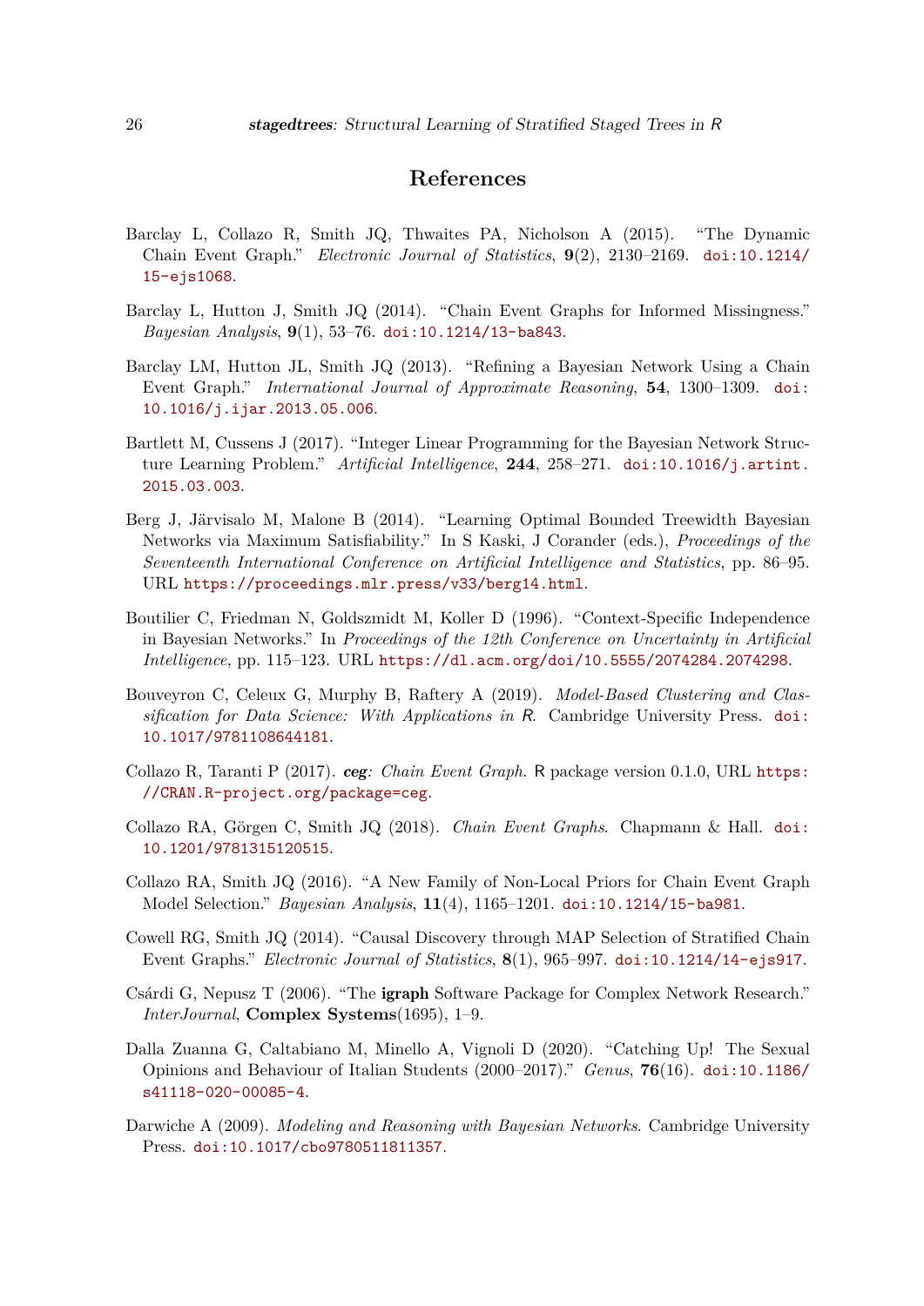# References

Barclay L, Collazo R, Smith JQ, Thwaites PA, Nicholson A (2015). "The Dynamic Chain Event Graph." *Electronic Journal of Statistics*, **9**(2), 2130–2169. doi:10.1214/15-ejs1068.

Barclay L, Hutton J, Smith JQ (2014). "Chain Event Graphs for Informed Missingness." *Bayesian Analysis*, **9**(1), 53–76. doi:10.1214/13-ba843.

Barclay LM, Hutton JL, Smith JQ (2013). "Refining a Bayesian Network Using a Chain Event Graph." *International Journal of Approximate Reasoning*, **54**, 1300–1309. doi:10.1016/j.ijar.2013.05.006.

Bartlett M, Cussens J (2017). "Integer Linear Programming for the Bayesian Network Structure Learning Problem." *Artificial Intelligence*, **244**, 258–271. doi:10.1016/j.artint.2015.03.003.

Berg J, Järvisalo M, Malone B (2014). "Learning Optimal Bounded Treewidth Bayesian Networks via Maximum Satisfiability." In S Kaski, J Corander (eds.), *Proceedings of the Seventeenth International Conference on Artificial Intelligence and Statistics*, pp. 86–95. URL https://proceedings.mlr.press/v33/berg14.html.

Boutilier C, Friedman N, Goldszmidt M, Koller D (1996). "Context-Specific Independence in Bayesian Networks." In *Proceedings of the 12th Conference on Uncertainty in Artificial Intelligence*, pp. 115–123. URL https://dl.acm.org/doi/10.5555/2074284.2074298.

Bouveyron C, Celeux G, Murphy B, Raftery A (2019). *Model-Based Clustering and Classification for Data Science: With Applications in R*. Cambridge University Press. doi:10.1017/9781108644181.

Collazo R, Taranti P (2017). ***ceg**: Chain Event Graph*. R package version 0.1.0, URL https://CRAN.R-project.org/package=ceg.

Collazo RA, Görgen C, Smith JQ (2018). *Chain Event Graphs*. Chapmann & Hall. doi:10.1201/9781315120515.

Collazo RA, Smith JQ (2016). "A New Family of Non-Local Priors for Chain Event Graph Model Selection." *Bayesian Analysis*, **11**(4), 1165–1201. doi:10.1214/15-ba981.

Cowell RG, Smith JQ (2014). "Causal Discovery through MAP Selection of Stratified Chain Event Graphs." *Electronic Journal of Statistics*, **8**(1), 965–997. doi:10.1214/14-ejs917.

Csárdi G, Nepusz T (2006). "The **igraph** Software Package for Complex Network Research." *InterJournal*, **Complex Systems**(1695), 1–9.

Dalla Zuanna G, Caltabiano M, Minello A, Vignoli D (2020). "Catching Up! The Sexual Opinions and Behaviour of Italian Students (2000–2017)." *Genus*, **76**(16). doi:10.1186/s41118-020-00085-4.

Darwiche A (2009). *Modeling and Reasoning with Bayesian Networks*. Cambridge University Press. doi:10.1017/cbo9780511811357.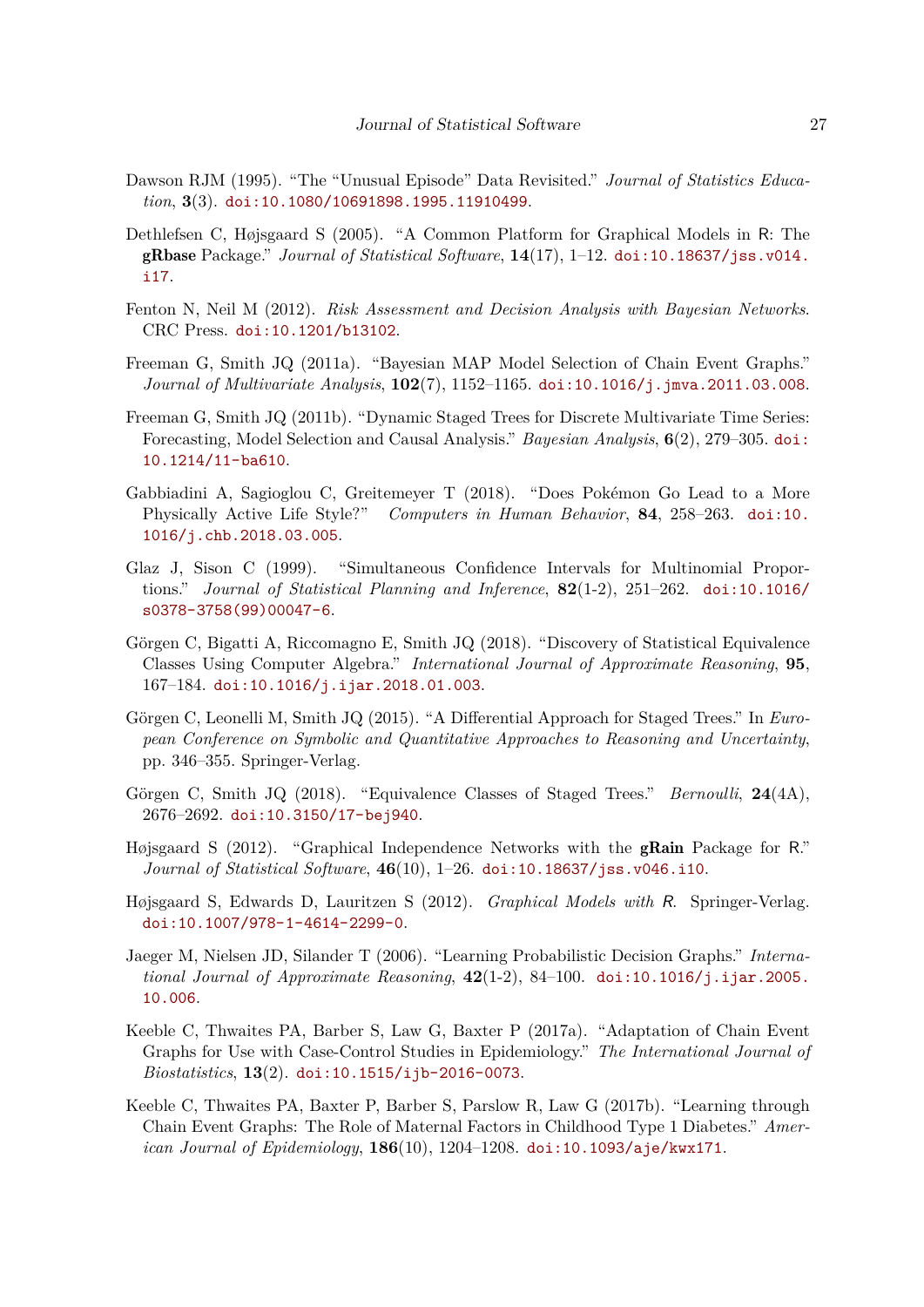Dawson RJM (1995). "The "Unusual Episode" Data Revisited." *Journal of Statistics Education*, **3**(3). doi:10.1080/10691898.1995.11910499.

Dethlefsen C, Højsgaard S (2005). "A Common Platform for Graphical Models in R: The **gRbase** Package." *Journal of Statistical Software*, **14**(17), 1–12. doi:10.18637/jss.v014.i17.

Fenton N, Neil M (2012). *Risk Assessment and Decision Analysis with Bayesian Networks*. CRC Press. doi:10.1201/b13102.

Freeman G, Smith JQ (2011a). "Bayesian MAP Model Selection of Chain Event Graphs." *Journal of Multivariate Analysis*, **102**(7), 1152–1165. doi:10.1016/j.jmva.2011.03.008.

Freeman G, Smith JQ (2011b). "Dynamic Staged Trees for Discrete Multivariate Time Series: Forecasting, Model Selection and Causal Analysis." *Bayesian Analysis*, **6**(2), 279–305. doi:10.1214/11-ba610.

Gabbiadini A, Sagioglou C, Greitemeyer T (2018). "Does Pokémon Go Lead to a More Physically Active Life Style?" *Computers in Human Behavior*, **84**, 258–263. doi:10.1016/j.chb.2018.03.005.

Glaz J, Sison C (1999). "Simultaneous Confidence Intervals for Multinomial Proportions." *Journal of Statistical Planning and Inference*, **82**(1-2), 251–262. doi:10.1016/s0378-3758(99)00047-6.

Görgen C, Bigatti A, Riccomagno E, Smith JQ (2018). "Discovery of Statistical Equivalence Classes Using Computer Algebra." *International Journal of Approximate Reasoning*, **95**, 167–184. doi:10.1016/j.ijar.2018.01.003.

Görgen C, Leonelli M, Smith JQ (2015). "A Differential Approach for Staged Trees." In *European Conference on Symbolic and Quantitative Approaches to Reasoning and Uncertainty*, pp. 346–355. Springer-Verlag.

Görgen C, Smith JQ (2018). "Equivalence Classes of Staged Trees." *Bernoulli*, **24**(4A), 2676–2692. doi:10.3150/17-bej940.

Højsgaard S (2012). "Graphical Independence Networks with the **gRain** Package for R." *Journal of Statistical Software*, **46**(10), 1–26. doi:10.18637/jss.v046.i10.

Højsgaard S, Edwards D, Lauritzen S (2012). *Graphical Models with R*. Springer-Verlag. doi:10.1007/978-1-4614-2299-0.

Jaeger M, Nielsen JD, Silander T (2006). "Learning Probabilistic Decision Graphs." *International Journal of Approximate Reasoning*, **42**(1-2), 84–100. doi:10.1016/j.ijar.2005.10.006.

Keeble C, Thwaites PA, Barber S, Law G, Baxter P (2017a). "Adaptation of Chain Event Graphs for Use with Case-Control Studies in Epidemiology." *The International Journal of Biostatistics*, **13**(2). doi:10.1515/ijb-2016-0073.

Keeble C, Thwaites PA, Baxter P, Barber S, Parslow R, Law G (2017b). "Learning through Chain Event Graphs: The Role of Maternal Factors in Childhood Type 1 Diabetes." *American Journal of Epidemiology*, **186**(10), 1204–1208. doi:10.1093/aje/kwx171.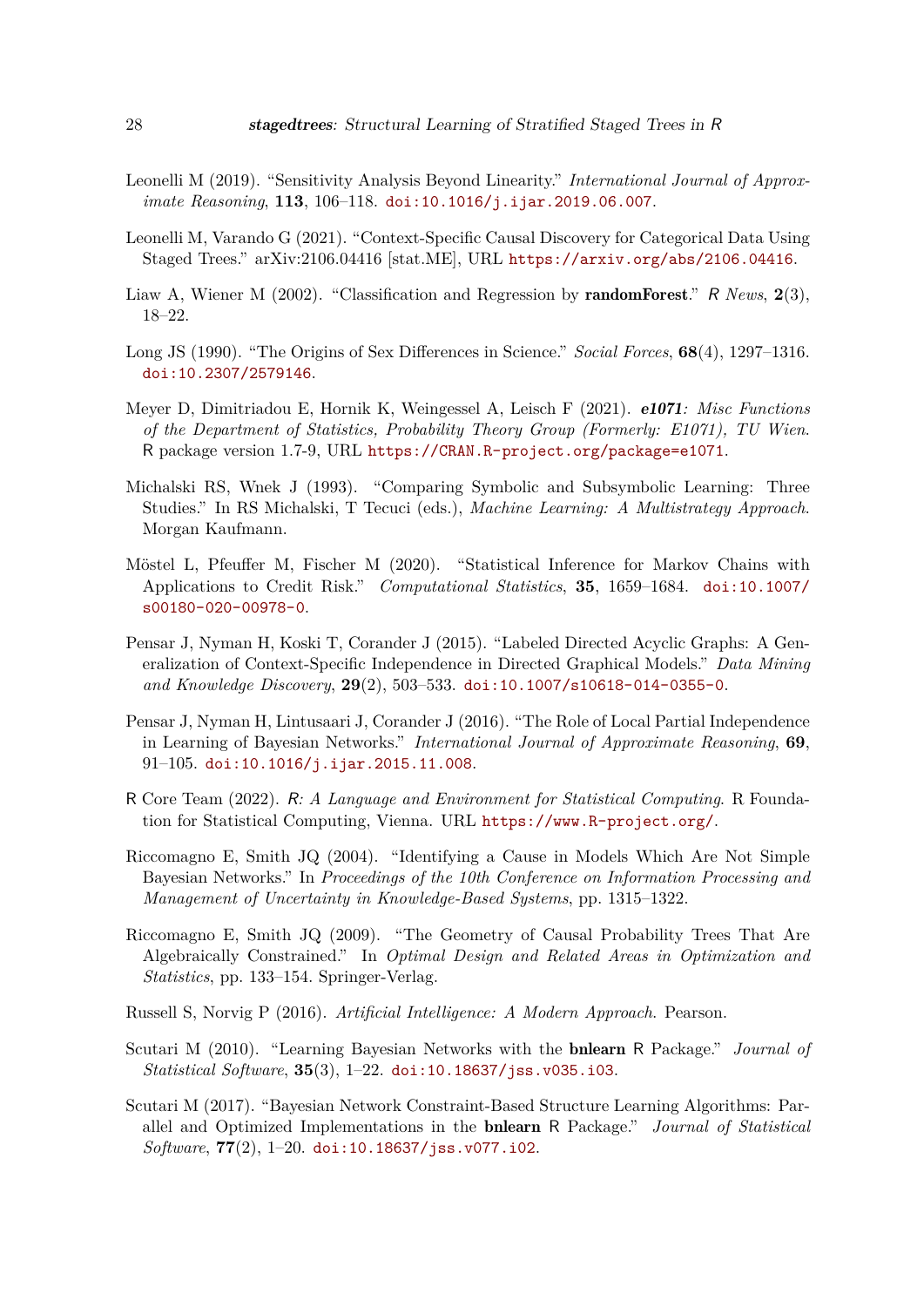Leonelli M (2019). "Sensitivity Analysis Beyond Linearity." *International Journal of Approximate Reasoning*, **113**, 106–118. doi:10.1016/j.ijar.2019.06.007.

Leonelli M, Varando G (2021). "Context-Specific Causal Discovery for Categorical Data Using Staged Trees." arXiv:2106.04416 [stat.ME], URL https://arxiv.org/abs/2106.04416.

Liaw A, Wiener M (2002). "Classification and Regression by **randomForest**." *R News*, **2**(3), 18–22.

Long JS (1990). "The Origins of Sex Differences in Science." *Social Forces*, **68**(4), 1297–1316. doi:10.2307/2579146.

Meyer D, Dimitriadou E, Hornik K, Weingessel A, Leisch F (2021). ***e1071**: Misc Functions of the Department of Statistics, Probability Theory Group (Formerly: E1071), TU Wien*. R package version 1.7-9, URL https://CRAN.R-project.org/package=e1071.

Michalski RS, Wnek J (1993). "Comparing Symbolic and Subsymbolic Learning: Three Studies." In RS Michalski, T Tecuci (eds.), *Machine Learning: A Multistrategy Approach*. Morgan Kaufmann.

Möstel L, Pfeuffer M, Fischer M (2020). "Statistical Inference for Markov Chains with Applications to Credit Risk." *Computational Statistics*, **35**, 1659–1684. doi:10.1007/s00180-020-00978-0.

Pensar J, Nyman H, Koski T, Corander J (2015). "Labeled Directed Acyclic Graphs: A Generalization of Context-Specific Independence in Directed Graphical Models." *Data Mining and Knowledge Discovery*, **29**(2), 503–533. doi:10.1007/s10618-014-0355-0.

Pensar J, Nyman H, Lintusaari J, Corander J (2016). "The Role of Local Partial Independence in Learning of Bayesian Networks." *International Journal of Approximate Reasoning*, **69**, 91–105. doi:10.1016/j.ijar.2015.11.008.

R Core Team (2022). *R: A Language and Environment for Statistical Computing*. R Foundation for Statistical Computing, Vienna. URL https://www.R-project.org/.

Riccomagno E, Smith JQ (2004). "Identifying a Cause in Models Which Are Not Simple Bayesian Networks." In *Proceedings of the 10th Conference on Information Processing and Management of Uncertainty in Knowledge-Based Systems*, pp. 1315–1322.

Riccomagno E, Smith JQ (2009). "The Geometry of Causal Probability Trees That Are Algebraically Constrained." In *Optimal Design and Related Areas in Optimization and Statistics*, pp. 133–154. Springer-Verlag.

Russell S, Norvig P (2016). *Artificial Intelligence: A Modern Approach*. Pearson.

Scutari M (2010). "Learning Bayesian Networks with the **bnlearn** R Package." *Journal of Statistical Software*, **35**(3), 1–22. doi:10.18637/jss.v035.i03.

Scutari M (2017). "Bayesian Network Constraint-Based Structure Learning Algorithms: Parallel and Optimized Implementations in the **bnlearn** R Package." *Journal of Statistical Software*, **77**(2), 1–20. doi:10.18637/jss.v077.i02.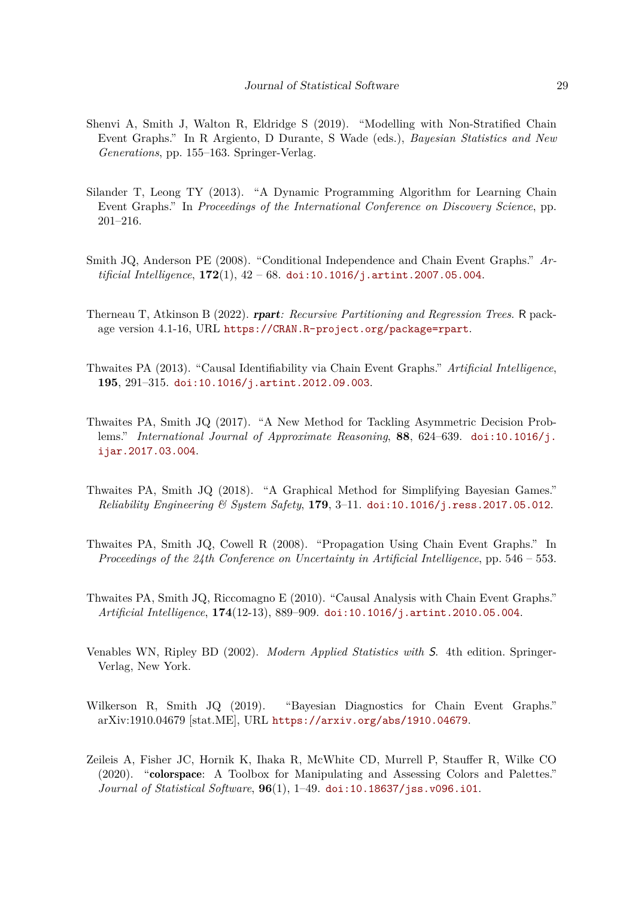Shenvi A, Smith J, Walton R, Eldridge S (2019). "Modelling with Non-Stratified Chain Event Graphs." In R Argiento, D Durante, S Wade (eds.), *Bayesian Statistics and New Generations*, pp. 155–163. Springer-Verlag.

Silander T, Leong TY (2013). "A Dynamic Programming Algorithm for Learning Chain Event Graphs." In *Proceedings of the International Conference on Discovery Science*, pp. 201–216.

Smith JQ, Anderson PE (2008). "Conditional Independence and Chain Event Graphs." *Artificial Intelligence*, **172**(1), 42 – 68. doi:10.1016/j.artint.2007.05.004.

Therneau T, Atkinson B (2022). ***rpart**: Recursive Partitioning and Regression Trees*. R package version 4.1-16, URL https://CRAN.R-project.org/package=rpart.

Thwaites PA (2013). "Causal Identifiability via Chain Event Graphs." *Artificial Intelligence*, **195**, 291–315. doi:10.1016/j.artint.2012.09.003.

Thwaites PA, Smith JQ (2017). "A New Method for Tackling Asymmetric Decision Problems." *International Journal of Approximate Reasoning*, **88**, 624–639. doi:10.1016/j.ijar.2017.03.004.

Thwaites PA, Smith JQ (2018). "A Graphical Method for Simplifying Bayesian Games." *Reliability Engineering & System Safety*, **179**, 3–11. doi:10.1016/j.ress.2017.05.012.

Thwaites PA, Smith JQ, Cowell R (2008). "Propagation Using Chain Event Graphs." In *Proceedings of the 24th Conference on Uncertainty in Artificial Intelligence*, pp. 546 – 553.

Thwaites PA, Smith JQ, Riccomagno E (2010). "Causal Analysis with Chain Event Graphs." *Artificial Intelligence*, **174**(12-13), 889–909. doi:10.1016/j.artint.2010.05.004.

Venables WN, Ripley BD (2002). *Modern Applied Statistics with S*. 4th edition. Springer-Verlag, New York.

Wilkerson R, Smith JQ (2019). "Bayesian Diagnostics for Chain Event Graphs." arXiv:1910.04679 [stat.ME], URL https://arxiv.org/abs/1910.04679.

Zeileis A, Fisher JC, Hornik K, Ihaka R, McWhite CD, Murrell P, Stauffer R, Wilke CO (2020). "**colorspace**: A Toolbox for Manipulating and Assessing Colors and Palettes." *Journal of Statistical Software*, **96**(1), 1–49. doi:10.18637/jss.v096.i01.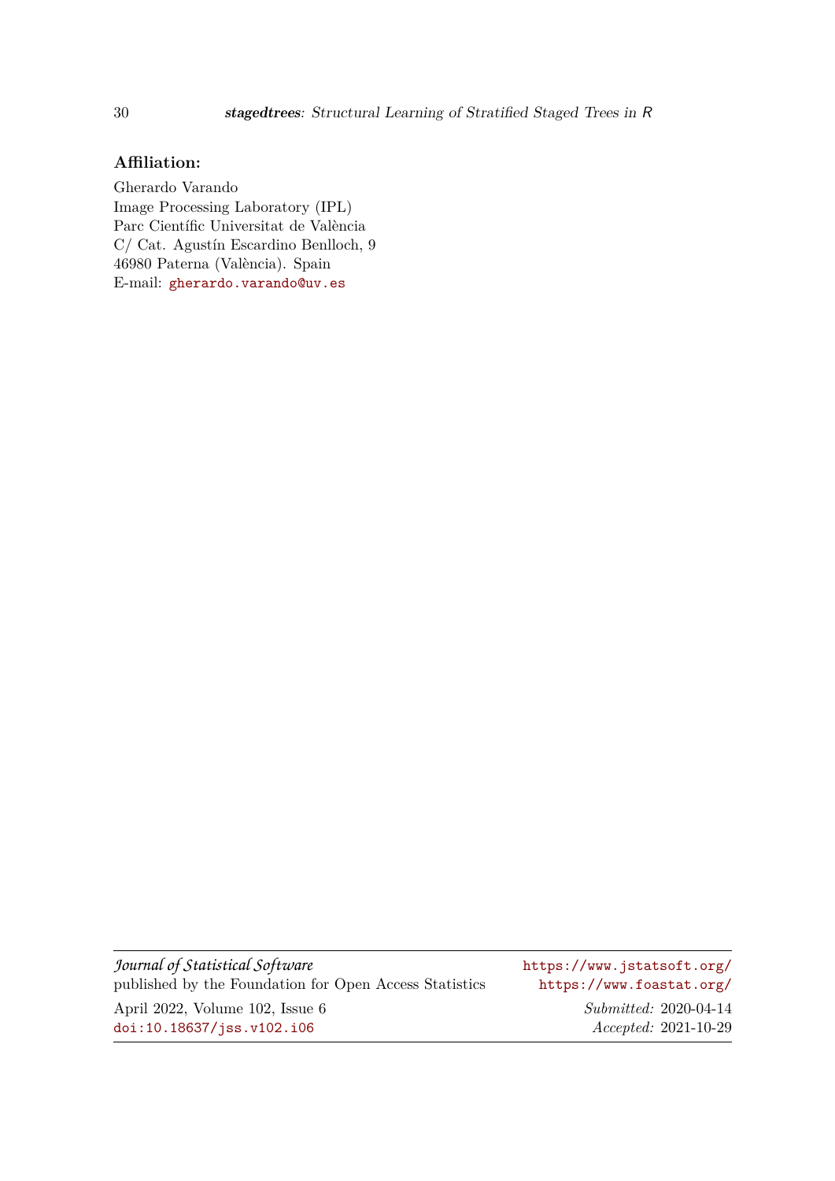**Affiliation:**

Gherardo Varando
Image Processing Laboratory (IPL)
Parc Científic Universitat de València
C/ Cat. Agustín Escardino Benlloch, 9
46980 Paterna (València). Spain
E-mail: gherardo.varando@uv.es

*Journal of Statistical Software* https://www.jstatsoft.org/
published by the Foundation for Open Access Statistics https://www.foastat.org/
April 2022, Volume 102, Issue 6 *Submitted:* 2020-04-14
doi:10.18637/jss.v102.i06 *Accepted:* 2021-10-29